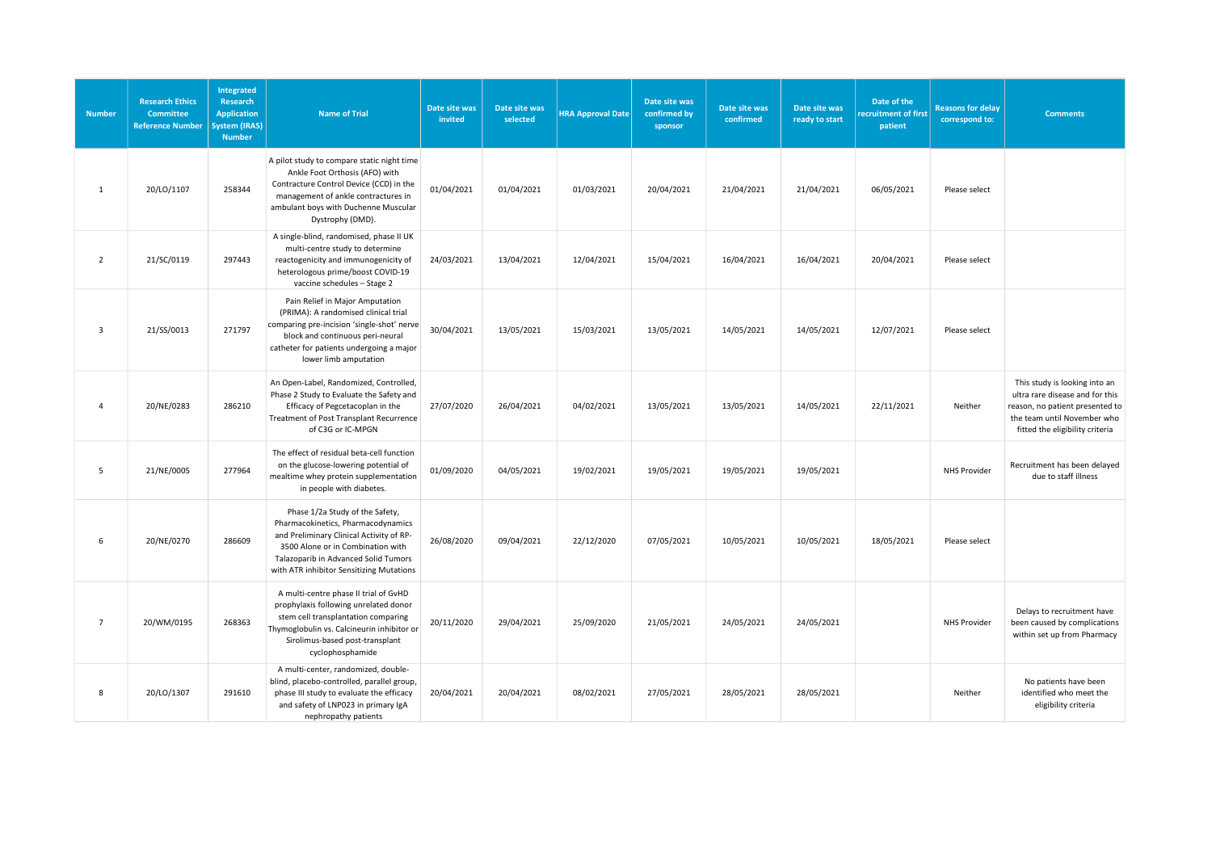| Number | Research Ethics Committee Reference Number | Integrated Research Application System (IRAS) Number | Name of Trial | Date site was invited | Date site was selected | HRA Approval Date | Date site was confirmed by sponsor | Date site was confirmed | Date site was ready to start | Date of the recruitment of first patient | Reasons for delay correspond to: | Comments |
|---|---|---|---|---|---|---|---|---|---|---|---|---|
| 1 | 20/LO/1107 | 258344 | A pilot study to compare static night time Ankle Foot Orthosis (AFO) with Contracture Control Device (CCD) in the management of ankle contractures in ambulant boys with Duchenne Muscular Dystrophy (DMD). | 01/04/2021 | 01/04/2021 | 01/03/2021 | 20/04/2021 | 21/04/2021 | 21/04/2021 | 06/05/2021 | Please select | |
| 2 | 21/SC/0119 | 297443 | A single-blind, randomised, phase II UK multi-centre study to determine reactogenicity and immunogenicity of heterologous prime/boost COVID-19 vaccine schedules – Stage 2 | 24/03/2021 | 13/04/2021 | 12/04/2021 | 15/04/2021 | 16/04/2021 | 16/04/2021 | 20/04/2021 | Please select | |
| 3 | 21/SS/0013 | 271797 | Pain Relief in Major Amputation (PRIMA): A randomised clinical trial comparing pre-incision 'single-shot' nerve block and continuous peri-neural catheter for patients undergoing a major lower limb amputation | 30/04/2021 | 13/05/2021 | 15/03/2021 | 13/05/2021 | 14/05/2021 | 14/05/2021 | 12/07/2021 | Please select | |
| 4 | 20/NE/0283 | 286210 | An Open-Label, Randomized, Controlled, Phase 2 Study to Evaluate the Safety and Efficacy of Pegcetacoplan in the Treatment of Post Transplant Recurrence of C3G or IC-MPGN | 27/07/2020 | 26/04/2021 | 04/02/2021 | 13/05/2021 | 13/05/2021 | 14/05/2021 | 22/11/2021 | Neither | This study is looking into an ultra rare disease and for this reason, no patient presented to the team until November who fitted the eligibility criteria |
| 5 | 21/NE/0005 | 277964 | The effect of residual beta-cell function on the glucose-lowering potential of mealtime whey protein supplementation in people with diabetes. | 01/09/2020 | 04/05/2021 | 19/02/2021 | 19/05/2021 | 19/05/2021 | 19/05/2021 | | NHS Provider | Recruitment has been delayed due to staff illness |
| 6 | 20/NE/0270 | 286609 | Phase 1/2a Study of the Safety, Pharmacokinetics, Pharmacodynamics and Preliminary Clinical Activity of RP-3500 Alone or in Combination with Talazoparib in Advanced Solid Tumors with ATR inhibitor Sensitizing Mutations | 26/08/2020 | 09/04/2021 | 22/12/2020 | 07/05/2021 | 10/05/2021 | 10/05/2021 | 18/05/2021 | Please select | |
| 7 | 20/WM/0195 | 268363 | A multi-centre phase II trial of GvHD prophylaxis following unrelated donor stem cell transplantation comparing Thymoglobulin vs. Calcineurin inhibitor or Sirolimus-based post-transplant cyclophosphamide | 20/11/2020 | 29/04/2021 | 25/09/2020 | 21/05/2021 | 24/05/2021 | 24/05/2021 | | NHS Provider | Delays to recruitment have been caused by complications within set up from Pharmacy |
| 8 | 20/LO/1307 | 291610 | A multi-center, randomized, double-blind, placebo-controlled, parallel group, phase III study to evaluate the efficacy and safety of LNP023 in primary IgA nephropathy patients | 20/04/2021 | 20/04/2021 | 08/02/2021 | 27/05/2021 | 28/05/2021 | 28/05/2021 | | Neither | No patients have been identified who meet the eligibility criteria |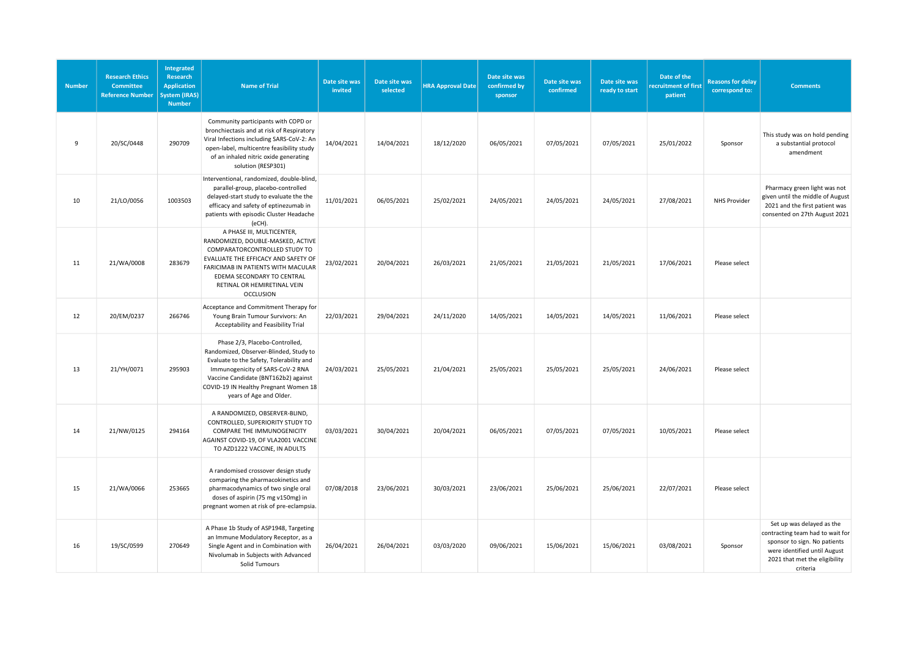| Number | Research Ethics Committee Reference Number | Integrated Research Application System (IRAS) Number | Name of Trial | Date site was invited | Date site was selected | HRA Approval Date | Date site was confirmed by sponsor | Date site was confirmed | Date site was ready to start | Date of the recruitment of first patient | Reasons for delay correspond to: | Comments |
|---|---|---|---|---|---|---|---|---|---|---|---|---|
| 9 | 20/SC/0448 | 290709 | Community participants with COPD or bronchiectasis and at risk of Respiratory Viral Infections including SARS-CoV-2: An open-label, multicentre feasibility study of an inhaled nitric oxide generating solution (RESP301) | 14/04/2021 | 14/04/2021 | 18/12/2020 | 06/05/2021 | 07/05/2021 | 07/05/2021 | 25/01/2022 | Sponsor | This study was on hold pending a substantial protocol amendment |
| 10 | 21/LO/0056 | 1003503 | Interventional, randomized, double-blind, parallel-group, placebo-controlled delayed-start study to evaluate the the efficacy and safety of eptinezumab in patients with episodic Cluster Headache (eCH). | 11/01/2021 | 06/05/2021 | 25/02/2021 | 24/05/2021 | 24/05/2021 | 24/05/2021 | 27/08/2021 | NHS Provider | Pharmacy green light was not given until the middle of August 2021 and the first patient was consented on 27th August 2021 |
| 11 | 21/WA/0008 | 283679 | A PHASE III, MULTICENTER, RANDOMIZED, DOUBLE-MASKED, ACTIVE COMPARATORCONTROLLED STUDY TO EVALUATE THE EFFICACY AND SAFETY OF FARICIMAB IN PATIENTS WITH MACULAR EDEMA SECONDARY TO CENTRAL RETINAL OR HEMIRETINAL VEIN OCCLUSION | 23/02/2021 | 20/04/2021 | 26/03/2021 | 21/05/2021 | 21/05/2021 | 21/05/2021 | 17/06/2021 | Please select | |
| 12 | 20/EM/0237 | 266746 | Acceptance and Commitment Therapy for Young Brain Tumour Survivors: An Acceptability and Feasibility Trial | 22/03/2021 | 29/04/2021 | 24/11/2020 | 14/05/2021 | 14/05/2021 | 14/05/2021 | 11/06/2021 | Please select | |
| 13 | 21/YH/0071 | 295903 | Phase 2/3, Placebo-Controlled, Randomized, Observer-Blinded, Study to Evaluate to the Safety, Tolerability and Immunogenicity of SARS-CoV-2 RNA Vaccine Candidate (BNT162b2) against COVID-19 IN Healthy Pregnant Women 18 years of Age and Older. | 24/03/2021 | 25/05/2021 | 21/04/2021 | 25/05/2021 | 25/05/2021 | 25/05/2021 | 24/06/2021 | Please select | |
| 14 | 21/NW/0125 | 294164 | A RANDOMIZED, OBSERVER-BLIND, CONTROLLED, SUPERIORITY STUDY TO COMPARE THE IMMUNOGENICITY AGAINST COVID-19, OF VLA2001 VACCINE TO AZD1222 VACCINE, IN ADULTS | 03/03/2021 | 30/04/2021 | 20/04/2021 | 06/05/2021 | 07/05/2021 | 07/05/2021 | 10/05/2021 | Please select | |
| 15 | 21/WA/0066 | 253665 | A randomised crossover design study comparing the pharmacokinetics and pharmacodynamics of two single oral doses of aspirin (75 mg v150mg) in pregnant women at risk of pre-eclampsia. | 07/08/2018 | 23/06/2021 | 30/03/2021 | 23/06/2021 | 25/06/2021 | 25/06/2021 | 22/07/2021 | Please select | |
| 16 | 19/SC/0599 | 270649 | A Phase 1b Study of ASP1948, Targeting an Immune Modulatory Receptor, as a Single Agent and in Combination with Nivolumab in Subjects with Advanced Solid Tumours | 26/04/2021 | 26/04/2021 | 03/03/2020 | 09/06/2021 | 15/06/2021 | 15/06/2021 | 03/08/2021 | Sponsor | Set up was delayed as the contracting team had to wait for sponsor to sign. No patients were identified until August 2021 that met the eligibility criteria |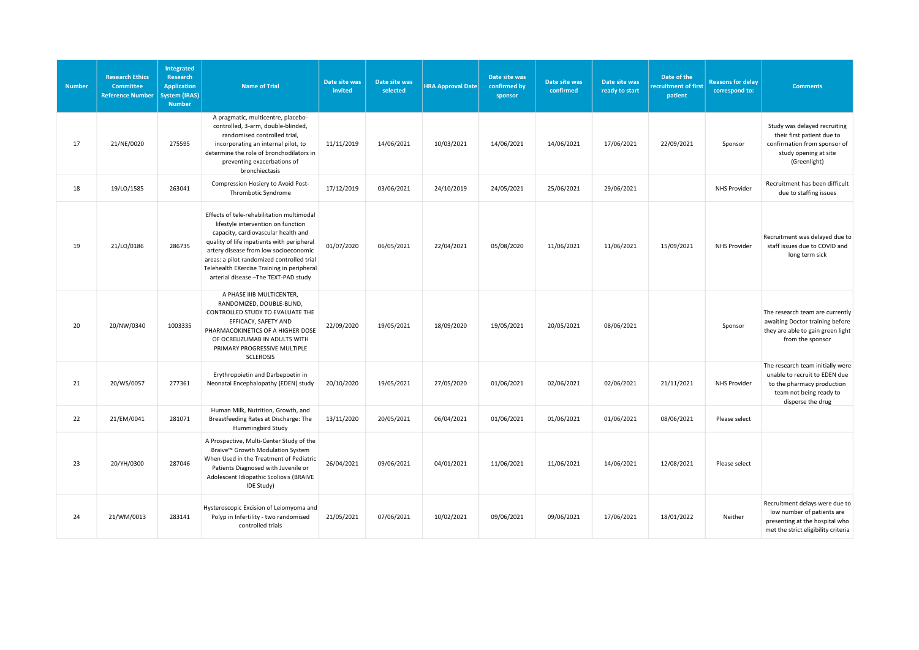| Number | Research Ethics Committee Reference Number | Integrated Research Application System (IRAS) Number | Name of Trial | Date site was invited | Date site was selected | HRA Approval Date | Date site was confirmed by sponsor | Date site was confirmed | Date site was ready to start | Date of the recruitment of first patient | Reasons for delay correspond to: | Comments |
|---|---|---|---|---|---|---|---|---|---|---|---|---|
| 17 | 21/NE/0020 | 275595 | A pragmatic, multicentre, placebo-controlled, 3-arm, double-blinded, randomised controlled trial, incorporating an internal pilot, to determine the role of bronchodilators in preventing exacerbations of bronchiectasis | 11/11/2019 | 14/06/2021 | 10/03/2021 | 14/06/2021 | 14/06/2021 | 17/06/2021 | 22/09/2021 | Sponsor | Study was delayed recruiting their first patient due to confirmation from sponsor of study opening at site (Greenlight) |
| 18 | 19/LO/1585 | 263041 | Compression Hosiery to Avoid Post-Thrombotic Syndrome | 17/12/2019 | 03/06/2021 | 24/10/2019 | 24/05/2021 | 25/06/2021 | 29/06/2021 | | NHS Provider | Recruitment has been difficult due to staffing issues |
| 19 | 21/LO/0186 | 286735 | Effects of tele-rehabilitation multimodal lifestyle intervention on function capacity, cardiovascular health and quality of life inpatients with peripheral artery disease from low socioeconomic areas: a pilot randomized controlled trial Telehealth EXercise Training in peripheral arterial disease –The TEXT-PAD study | 01/07/2020 | 06/05/2021 | 22/04/2021 | 05/08/2020 | 11/06/2021 | 11/06/2021 | 15/09/2021 | NHS Provider | Recruitment was delayed due to staff issues due to COVID and long term sick |
| 20 | 20/NW/0340 | 1003335 | A PHASE IIIB MULTICENTER, RANDOMIZED, DOUBLE-BLIND, CONTROLLED STUDY TO EVALUATE THE EFFICACY, SAFETY AND PHARMACOKINETICS OF A HIGHER DOSE OF OCRELIZUMAB IN ADULTS WITH PRIMARY PROGRESSIVE MULTIPLE SCLEROSIS | 22/09/2020 | 19/05/2021 | 18/09/2020 | 19/05/2021 | 20/05/2021 | 08/06/2021 | | Sponsor | The research team are currently awaiting Doctor training before they are able to gain green light from the sponsor |
| 21 | 20/WS/0057 | 277361 | Erythropoietin and Darbepoetin in Neonatal Encephalopathy (EDEN) study | 20/10/2020 | 19/05/2021 | 27/05/2020 | 01/06/2021 | 02/06/2021 | 02/06/2021 | 21/11/2021 | NHS Provider | The research team initially were unable to recruit to EDEN due to the pharmacy production team not being ready to disperse the drug |
| 22 | 21/EM/0041 | 281071 | Human Milk, Nutrition, Growth, and Breastfeeding Rates at Discharge: The Hummingbird Study | 13/11/2020 | 20/05/2021 | 06/04/2021 | 01/06/2021 | 01/06/2021 | 01/06/2021 | 08/06/2021 | Please select | |
| 23 | 20/YH/0300 | 287046 | A Prospective, Multi-Center Study of the Braive™ Growth Modulation System When Used in the Treatment of Pediatric Patients Diagnosed with Juvenile or Adolescent Idiopathic Scoliosis (BRAIVE IDE Study) | 26/04/2021 | 09/06/2021 | 04/01/2021 | 11/06/2021 | 11/06/2021 | 14/06/2021 | 12/08/2021 | Please select | |
| 24 | 21/WM/0013 | 283141 | Hysteroscopic Excision of Leiomyoma and Polyp in Infertility - two randomised controlled trials | 21/05/2021 | 07/06/2021 | 10/02/2021 | 09/06/2021 | 09/06/2021 | 17/06/2021 | 18/01/2022 | Neither | Recruitment delays were due to low number of patients are presenting at the hospital who met the strict eligibility criteria |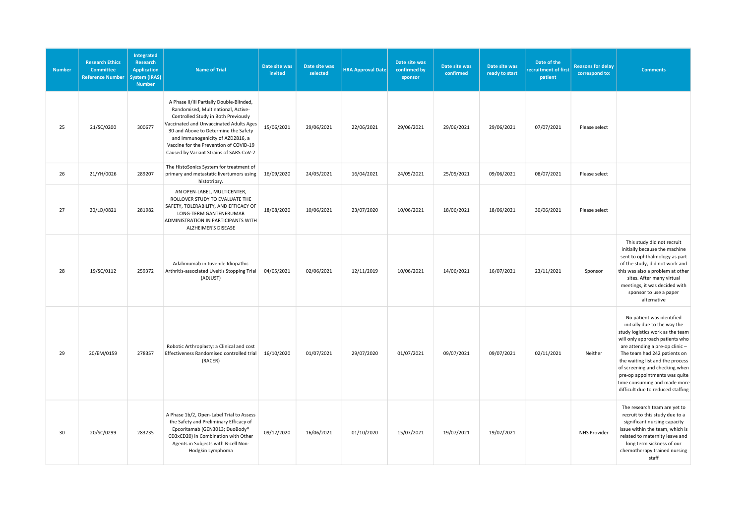| Number | Research Ethics Committee Reference Number | Integrated Research Application System (IRAS) Number | Name of Trial | Date site was invited | Date site was selected | HRA Approval Date | Date site was confirmed by sponsor | Date site was confirmed | Date site was ready to start | Date of the recruitment of first patient | Reasons for delay correspond to: | Comments |
|---|---|---|---|---|---|---|---|---|---|---|---|---|
| 25 | 21/SC/0200 | 300677 | A Phase II/III Partially Double-Blinded, Randomised, Multinational, Active-Controlled Study in Both Previously Vaccinated and Unvaccinated Adults Ages 30 and Above to Determine the Safety and Immunogenicity of AZD2816, a Vaccine for the Prevention of COVID-19 Caused by Variant Strains of SARS-CoV-2 | 15/06/2021 | 29/06/2021 | 22/06/2021 | 29/06/2021 | 29/06/2021 | 29/06/2021 | 07/07/2021 | Please select | |
| 26 | 21/YH/0026 | 289207 | The HistoSonics System for treatment of primary and metastatic livertumors using histotripsy. | 16/09/2020 | 24/05/2021 | 16/04/2021 | 24/05/2021 | 25/05/2021 | 09/06/2021 | 08/07/2021 | Please select | |
| 27 | 20/LO/0821 | 281982 | AN OPEN-LABEL, MULTICENTER, ROLLOVER STUDY TO EVALUATE THE SAFETY, TOLERABILITY, AND EFFICACY OF LONG-TERM GANTENERUMAB ADMINISTRATION IN PARTICIPANTS WITH ALZHEIMER'S DISEASE | 18/08/2020 | 10/06/2021 | 23/07/2020 | 10/06/2021 | 18/06/2021 | 18/06/2021 | 30/06/2021 | Please select | |
| 28 | 19/SC/0112 | 259372 | Adalimumab in Juvenile Idiopathic Arthritis-associated Uveitis Stopping Trial (ADJUST) | 04/05/2021 | 02/06/2021 | 12/11/2019 | 10/06/2021 | 14/06/2021 | 16/07/2021 | 23/11/2021 | Sponsor | This study did not recruit initially because the machine sent to ophthalmology as part of the study, did not work and this was also a problem at other sites. After many virtual meetings, it was decided with sponsor to use a paper alternative |
| 29 | 20/EM/0159 | 278357 | Robotic Arthroplasty: a Clinical and cost Effectiveness Randomised controlled trial (RACER) | 16/10/2020 | 01/07/2021 | 29/07/2020 | 01/07/2021 | 09/07/2021 | 09/07/2021 | 02/11/2021 | Neither | No patient was identified initially due to the way the study logistics work as the team will only approach patients who are attending a pre-op clinic – The team had 242 patients on the waiting list and the process of screening and checking when pre-op appointments was quite time consuming and made more difficult due to reduced staffing |
| 30 | 20/SC/0299 | 283235 | A Phase 1b/2, Open-Label Trial to Assess the Safety and Preliminary Efficacy of Epcoritamab (GEN3013; DuoBody® CD3xCD20) in Combination with Other Agents in Subjects with B-cell Non-Hodgkin Lymphoma | 09/12/2020 | 16/06/2021 | 01/10/2020 | 15/07/2021 | 19/07/2021 | 19/07/2021 | | NHS Provider | The research team are yet to recruit to this study due to a significant nursing capacity issue within the team, which is related to maternity leave and long term sickness of our chemotherapy trained nursing staff |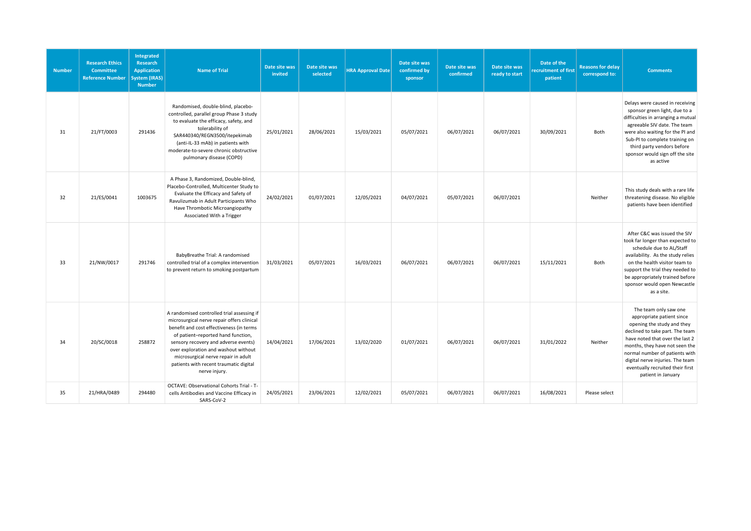| Number | Research Ethics Committee Reference Number | Integrated Research Application System (IRAS) Number | Name of Trial | Date site was invited | Date site was selected | HRA Approval Date | Date site was confirmed by sponsor | Date site was confirmed | Date site was ready to start | Date of the recruitment of first patient | Reasons for delay correspond to: | Comments |
|---|---|---|---|---|---|---|---|---|---|---|---|---|
| 31 | 21/FT/0003 | 291436 | Randomised, double-blind, placebo-controlled, parallel group Phase 3 study to evaluate the efficacy, safety, and tolerability of SAR440340/REGN3500/itepekimab (anti-IL-33 mAb) in patients with moderate-to-severe chronic obstructive pulmonary disease (COPD) | 25/01/2021 | 28/06/2021 | 15/03/2021 | 05/07/2021 | 06/07/2021 | 06/07/2021 | 30/09/2021 | Both | Delays were caused in receiving sponsor green light, due to a difficulties in arranging a mutual agreeable SIV date. The team were also waiting for the PI and Sub-PI to complete training on third party vendors before sponsor would sign off the site as active |
| 32 | 21/ES/0041 | 1003675 | A Phase 3, Randomized, Double-blind, Placebo-Controlled, Multicenter Study to Evaluate the Efficacy and Safety of Ravulizumab in Adult Participants Who Have Thrombotic Microangiopathy Associated With a Trigger | 24/02/2021 | 01/07/2021 | 12/05/2021 | 04/07/2021 | 05/07/2021 | 06/07/2021 | | Neither | This study deals with a rare life threatening disease. No eligible patients have been identified |
| 33 | 21/NW/0017 | 291746 | BabyBreathe Trial: A randomised controlled trial of a complex intervention to prevent return to smoking postpartum | 31/03/2021 | 05/07/2021 | 16/03/2021 | 06/07/2021 | 06/07/2021 | 06/07/2021 | 15/11/2021 | Both | After C&C was issued the SIV took far longer than expected to schedule due to AL/Staff availability. As the study relies on the health visitor team to support the trial they needed to be appropriately trained before sponsor would open Newcastle as a site. |
| 34 | 20/SC/0018 | 258872 | A randomised controlled trial assessing if microsurgical nerve repair offers clinical benefit and cost effectiveness (in terms of patient–reported hand function, sensory recovery and adverse events) over exploration and washout without microsurgical nerve repair in adult patients with recent traumatic digital nerve injury. | 14/04/2021 | 17/06/2021 | 13/02/2020 | 01/07/2021 | 06/07/2021 | 06/07/2021 | 31/01/2022 | Neither | The team only saw one appropriate patient since opening the study and they declined to take part. The team have noted that over the last 2 months, they have not seen the normal number of patients with digital nerve injuries. The team eventually recruited their first patient in January |
| 35 | 21/HRA/0489 | 294480 | OCTAVE: Observational Cohorts Trial - T-cells Antibodies and Vaccine Efficacy in SARS-CoV-2 | 24/05/2021 | 23/06/2021 | 12/02/2021 | 05/07/2021 | 06/07/2021 | 06/07/2021 | 16/08/2021 | Please select | |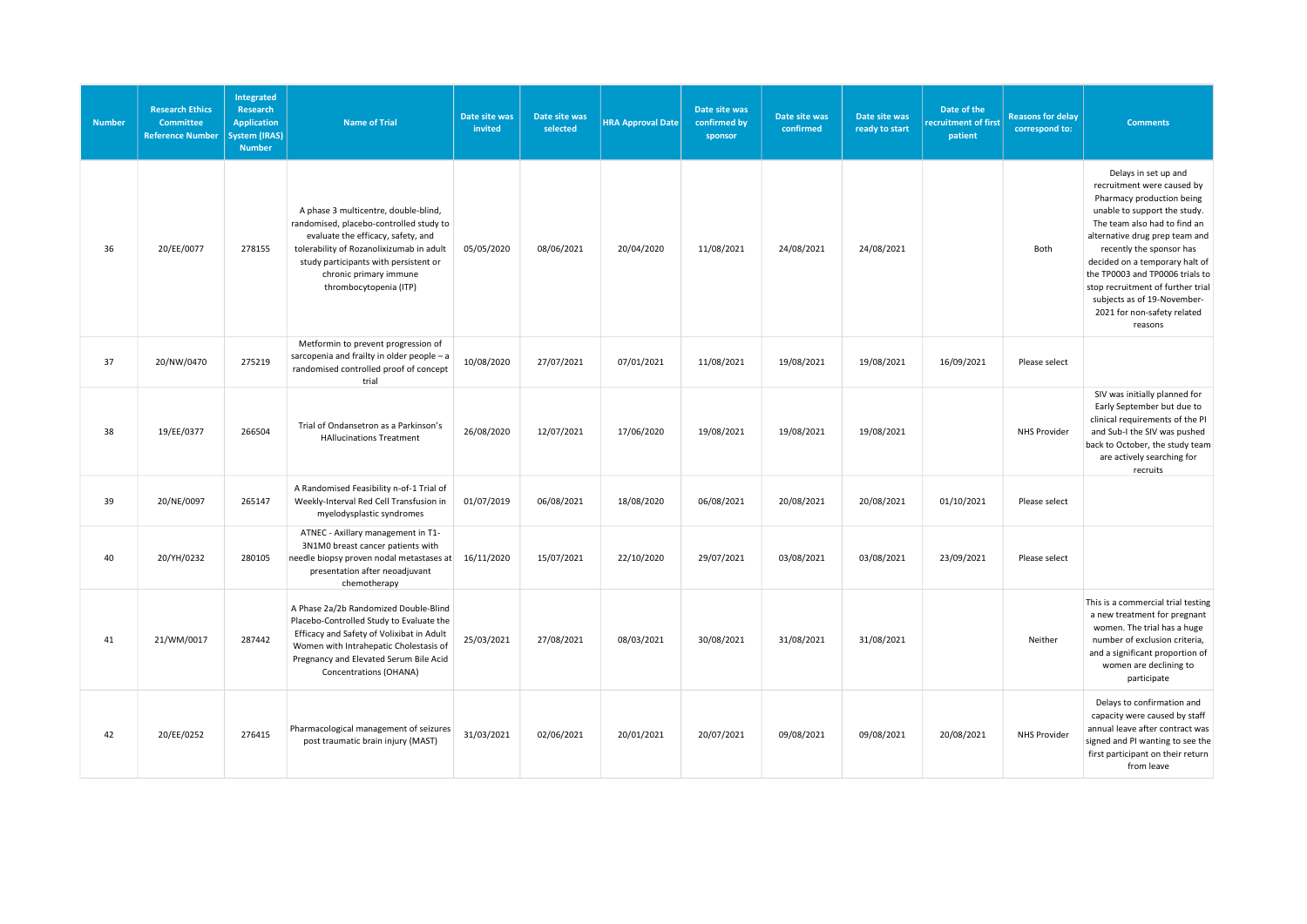| Number | Research Ethics Committee Reference Number | Integrated Research Application System (IRAS) Number | Name of Trial | Date site was invited | Date site was selected | HRA Approval Date | Date site was confirmed by sponsor | Date site was confirmed | Date site was ready to start | Date of the recruitment of first patient | Reasons for delay correspond to: | Comments |
|---|---|---|---|---|---|---|---|---|---|---|---|---|
| 36 | 20/EE/0077 | 278155 | A phase 3 multicentre, double-blind, randomised, placebo-controlled study to evaluate the efficacy, safety, and tolerability of Rozanolixizumab in adult study participants with persistent or chronic primary immune thrombocytopenia (ITP) | 05/05/2020 | 08/06/2021 | 20/04/2020 | 11/08/2021 | 24/08/2021 | 24/08/2021 | | Both | Delays in set up and recruitment were caused by Pharmacy production being unable to support the study. The team also had to find an alternative drug prep team and recently the sponsor has decided on a temporary halt of the TP0003 and TP0006 trials to stop recruitment of further trial subjects as of 19-November-2021 for non-safety related reasons |
| 37 | 20/NW/0470 | 275219 | Metformin to prevent progression of sarcopenia and frailty in older people – a randomised controlled proof of concept trial | 10/08/2020 | 27/07/2021 | 07/01/2021 | 11/08/2021 | 19/08/2021 | 19/08/2021 | 16/09/2021 | Please select | |
| 38 | 19/EE/0377 | 266504 | Trial of Ondansetron as a Parkinson's HAllucinations Treatment | 26/08/2020 | 12/07/2021 | 17/06/2020 | 19/08/2021 | 19/08/2021 | 19/08/2021 | | NHS Provider | SIV was initially planned for Early September but due to clinical requirements of the PI and Sub-I the SIV was pushed back to October, the study team are actively searching for recruits |
| 39 | 20/NE/0097 | 265147 | A Randomised Feasibility n-of-1 Trial of Weekly-Interval Red Cell Transfusion in myelodysplastic syndromes | 01/07/2019 | 06/08/2021 | 18/08/2020 | 06/08/2021 | 20/08/2021 | 20/08/2021 | 01/10/2021 | Please select | |
| 40 | 20/YH/0232 | 280105 | ATNEC - Axillary management in T1-3N1M0 breast cancer patients with needle biopsy proven nodal metastases at presentation after neoadjuvant chemotherapy | 16/11/2020 | 15/07/2021 | 22/10/2020 | 29/07/2021 | 03/08/2021 | 03/08/2021 | 23/09/2021 | Please select | |
| 41 | 21/WM/0017 | 287442 | A Phase 2a/2b Randomized Double-Blind Placebo-Controlled Study to Evaluate the Efficacy and Safety of Volixibat in Adult Women with Intrahepatic Cholestasis of Pregnancy and Elevated Serum Bile Acid Concentrations (OHANA) | 25/03/2021 | 27/08/2021 | 08/03/2021 | 30/08/2021 | 31/08/2021 | 31/08/2021 | | Neither | This is a commercial trial testing a new treatment for pregnant women. The trial has a huge number of exclusion criteria, and a significant proportion of women are declining to participate |
| 42 | 20/EE/0252 | 276415 | Pharmacological management of seizures post traumatic brain injury (MAST) | 31/03/2021 | 02/06/2021 | 20/01/2021 | 20/07/2021 | 09/08/2021 | 09/08/2021 | 20/08/2021 | NHS Provider | Delays to confirmation and capacity were caused by staff annual leave after contract was signed and PI wanting to see the first participant on their return from leave |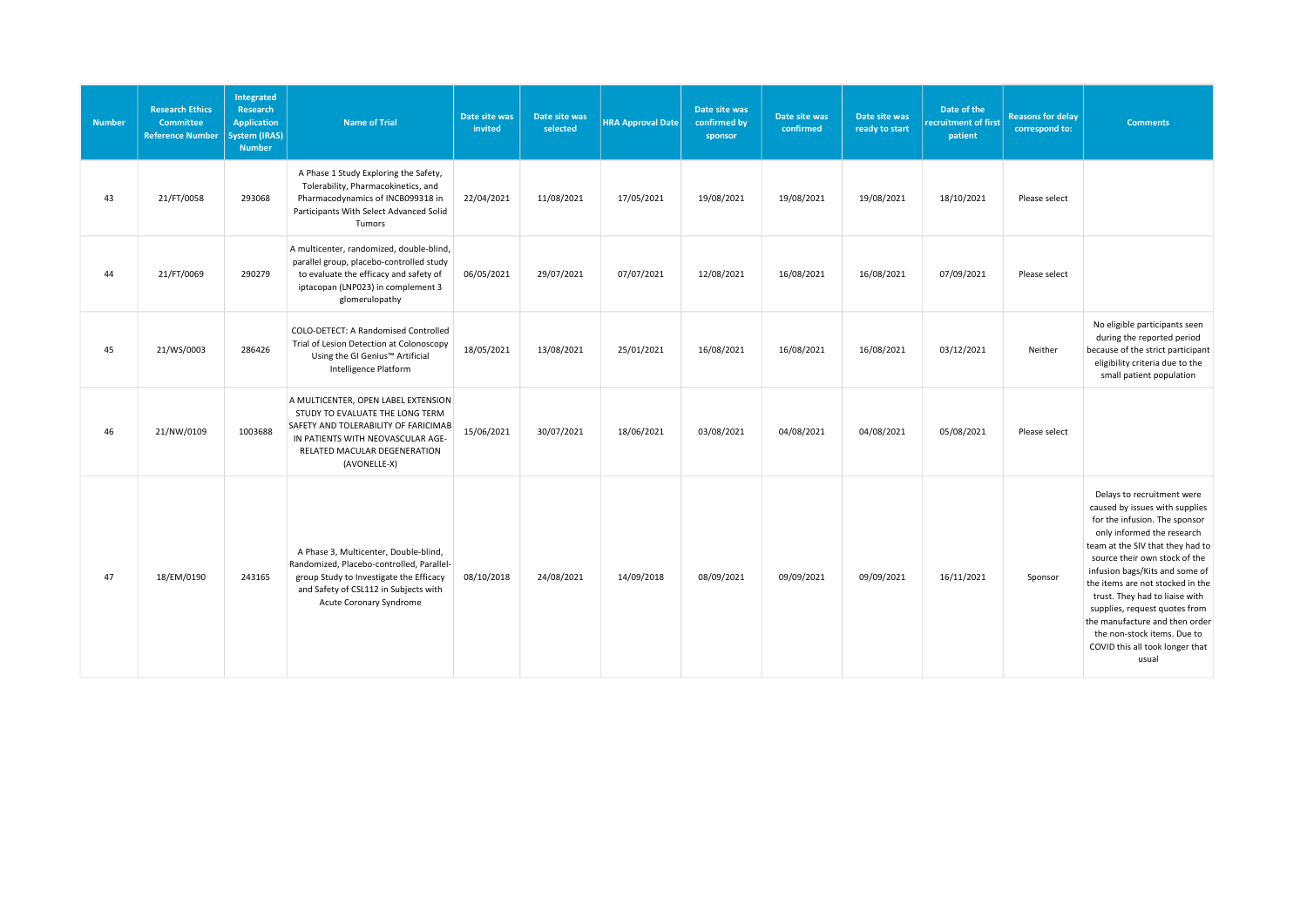| Number | Research Ethics Committee Reference Number | Integrated Research Application System (IRAS) Number | Name of Trial | Date site was invited | Date site was selected | HRA Approval Date | Date site was confirmed by sponsor | Date site was confirmed | Date site was ready to start | Date of the recruitment of first patient | Reasons for delay correspond to: | Comments |
|---|---|---|---|---|---|---|---|---|---|---|---|---|
| 43 | 21/FT/0058 | 293068 | A Phase 1 Study Exploring the Safety, Tolerability, Pharmacokinetics, and Pharmacodynamics of INCB099318 in Participants With Select Advanced Solid Tumors | 22/04/2021 | 11/08/2021 | 17/05/2021 | 19/08/2021 | 19/08/2021 | 19/08/2021 | 18/10/2021 | Please select | |
| 44 | 21/FT/0069 | 290279 | A multicenter, randomized, double-blind, parallel group, placebo-controlled study to evaluate the efficacy and safety of iptacopan (LNP023) in complement 3 glomerulopathy | 06/05/2021 | 29/07/2021 | 07/07/2021 | 12/08/2021 | 16/08/2021 | 16/08/2021 | 07/09/2021 | Please select | |
| 45 | 21/WS/0003 | 286426 | COLO-DETECT: A Randomised Controlled Trial of Lesion Detection at Colonoscopy Using the GI Genius™ Artificial Intelligence Platform | 18/05/2021 | 13/08/2021 | 25/01/2021 | 16/08/2021 | 16/08/2021 | 16/08/2021 | 03/12/2021 | Neither | No eligible participants seen during the reported period because of the strict participant eligibility criteria due to the small patient population |
| 46 | 21/NW/0109 | 1003688 | A MULTICENTER, OPEN LABEL EXTENSION STUDY TO EVALUATE THE LONG TERM SAFETY AND TOLERABILITY OF FARICIMAB IN PATIENTS WITH NEOVASCULAR AGE-RELATED MACULAR DEGENERATION (AVONELLE-X) | 15/06/2021 | 30/07/2021 | 18/06/2021 | 03/08/2021 | 04/08/2021 | 04/08/2021 | 05/08/2021 | Please select | |
| 47 | 18/EM/0190 | 243165 | A Phase 3, Multicenter, Double-blind, Randomized, Placebo-controlled, Parallel-group Study to Investigate the Efficacy and Safety of CSL112 in Subjects with Acute Coronary Syndrome | 08/10/2018 | 24/08/2021 | 14/09/2018 | 08/09/2021 | 09/09/2021 | 09/09/2021 | 16/11/2021 | Sponsor | Delays to recruitment were caused by issues with supplies for the infusion. The sponsor only informed the research team at the SIV that they had to source their own stock of the infusion bags/Kits and some of the items are not stocked in the trust. They had to liaise with supplies, request quotes from the manufacture and then order the non-stock items. Due to COVID this all took longer that usual |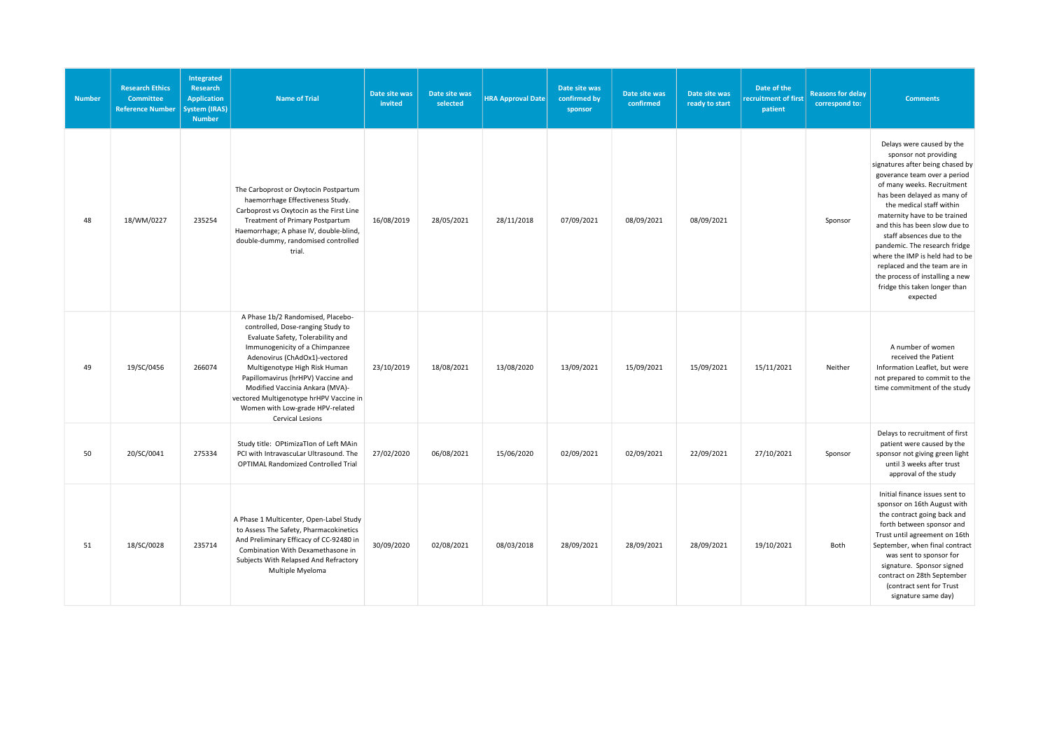| Number | Research Ethics Committee Reference Number | Integrated Research Application System (IRAS) Number | Name of Trial | Date site was invited | Date site was selected | HRA Approval Date | Date site was confirmed by sponsor | Date site was confirmed | Date site was ready to start | Date of the recruitment of first patient | Reasons for delay correspond to: | Comments |
|---|---|---|---|---|---|---|---|---|---|---|---|---|
| 48 | 18/WM/0227 | 235254 | The Carboprost or Oxytocin Postpartum haemorrhage Effectiveness Study. Carboprost vs Oxytocin as the First Line Treatment of Primary Postpartum Haemorrhage; A phase IV, double-blind, double-dummy, randomised controlled trial. | 16/08/2019 | 28/05/2021 | 28/11/2018 | 07/09/2021 | 08/09/2021 | 08/09/2021 | | Sponsor | Delays were caused by the sponsor not providing signatures after being chased by goverance team over a period of many weeks. Recruitment has been delayed as many of the medical staff within maternity have to be trained and this has been slow due to staff absences due to the pandemic. The research fridge where the IMP is held had to be replaced and the team are in the process of installing a new fridge this taken longer than expected |
| 49 | 19/SC/0456 | 266074 | A Phase 1b/2 Randomised, Placebo-controlled, Dose-ranging Study to Evaluate Safety, Tolerability and Immunogenicity of a Chimpanzee Adenovirus (ChAdOx1)-vectored Multigenotype High Risk Human Papillomavirus (hrHPV) Vaccine and Modified Vaccinia Ankara (MVA)-vectored Multigenotype hrHPV Vaccine in Women with Low-grade HPV-related Cervical Lesions | 23/10/2019 | 18/08/2021 | 13/08/2020 | 13/09/2021 | 15/09/2021 | 15/09/2021 | 15/11/2021 | Neither | A number of women received the Patient Information Leaflet, but were not prepared to commit to the time commitment of the study |
| 50 | 20/SC/0041 | 275334 | Study title: OPtimizaTIon of Left MAin PCI with IntravascuLar Ultrasound. The OPTIMAL Randomized Controlled Trial | 27/02/2020 | 06/08/2021 | 15/06/2020 | 02/09/2021 | 02/09/2021 | 22/09/2021 | 27/10/2021 | Sponsor | Delays to recruitment of first patient were caused by the sponsor not giving green light until 3 weeks after trust approval of the study |
| 51 | 18/SC/0028 | 235714 | A Phase 1 Multicenter, Open-Label Study to Assess The Safety, Pharmacokinetics And Preliminary Efficacy of CC-92480 in Combination With Dexamethasone in Subjects With Relapsed And Refractory Multiple Myeloma | 30/09/2020 | 02/08/2021 | 08/03/2018 | 28/09/2021 | 28/09/2021 | 28/09/2021 | 19/10/2021 | Both | Initial finance issues sent to sponsor on 16th August with the contract going back and forth between sponsor and Trust until agreement on 16th September, when final contract was sent to sponsor for signature. Sponsor signed contract on 28th September (contract sent for Trust signature same day) |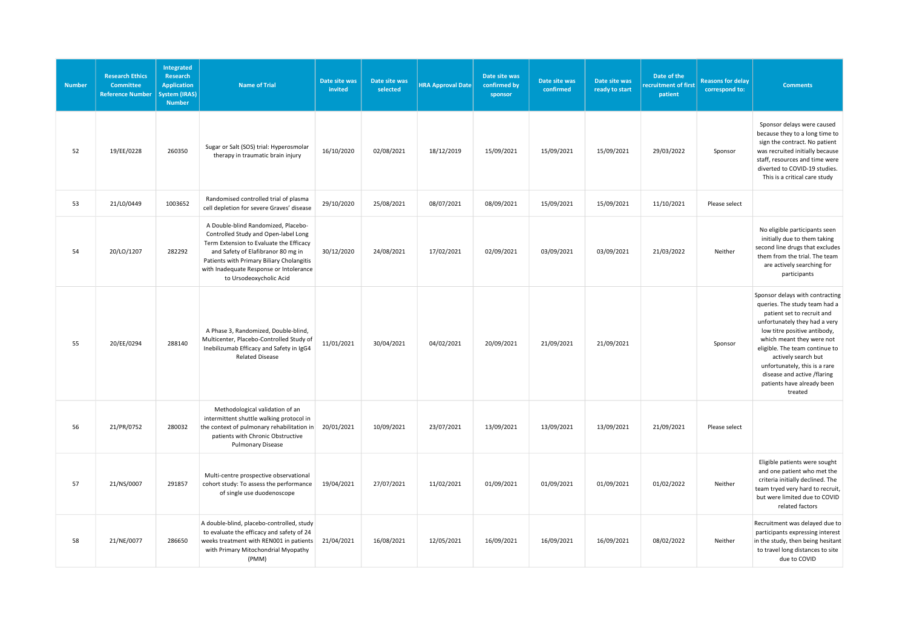| Number | Research Ethics Committee Reference Number | Integrated Research Application System (IRAS) Number | Name of Trial | Date site was invited | Date site was selected | HRA Approval Date | Date site was confirmed by sponsor | Date site was confirmed | Date site was ready to start | Date of the recruitment of first patient | Reasons for delay correspond to: | Comments |
|---|---|---|---|---|---|---|---|---|---|---|---|---|
| 52 | 19/EE/0228 | 260350 | Sugar or Salt (SOS) trial: Hyperosmolar therapy in traumatic brain injury | 16/10/2020 | 02/08/2021 | 18/12/2019 | 15/09/2021 | 15/09/2021 | 15/09/2021 | 29/03/2022 | Sponsor | Sponsor delays were caused because they to a long time to sign the contract. No patient was recruited initially because staff, resources and time were diverted to COVID-19 studies. This is a critical care study |
| 53 | 21/LO/0449 | 1003652 | Randomised controlled trial of plasma cell depletion for severe Graves' disease | 29/10/2020 | 25/08/2021 | 08/07/2021 | 08/09/2021 | 15/09/2021 | 15/09/2021 | 11/10/2021 | Please select | |
| 54 | 20/LO/1207 | 282292 | A Double-blind Randomized, Placebo-Controlled Study and Open-label Long Term Extension to Evaluate the Efficacy and Safety of Elafibranor 80 mg in Patients with Primary Biliary Cholangitis with Inadequate Response or Intolerance to Ursodeoxycholic Acid | 30/12/2020 | 24/08/2021 | 17/02/2021 | 02/09/2021 | 03/09/2021 | 03/09/2021 | 21/03/2022 | Neither | No eligible participants seen initially due to them taking second line drugs that excludes them from the trial. The team are actively searching for participants |
| 55 | 20/EE/0294 | 288140 | A Phase 3, Randomized, Double-blind, Multicenter, Placebo-Controlled Study of Inebilizumab Efficacy and Safety in IgG4 Related Disease | 11/01/2021 | 30/04/2021 | 04/02/2021 | 20/09/2021 | 21/09/2021 | 21/09/2021 | | Sponsor | Sponsor delays with contracting queries. The study team had a patient set to recruit and unfortunately they had a very low titre positive antibody, which meant they were not eligible. The team continue to actively search but unfortunately, this is a rare disease and active /flaring patients have already been treated |
| 56 | 21/PR/0752 | 280032 | Methodological validation of an intermittent shuttle walking protocol in the context of pulmonary rehabilitation in patients with Chronic Obstructive Pulmonary Disease | 20/01/2021 | 10/09/2021 | 23/07/2021 | 13/09/2021 | 13/09/2021 | 13/09/2021 | 21/09/2021 | Please select | |
| 57 | 21/NS/0007 | 291857 | Multi-centre prospective observational cohort study: To assess the performance of single use duodenoscope | 19/04/2021 | 27/07/2021 | 11/02/2021 | 01/09/2021 | 01/09/2021 | 01/09/2021 | 01/02/2022 | Neither | Eligible patients were sought and one patient who met the criteria initially declined. The team tryed very hard to recruit, but were limited due to COVID related factors |
| 58 | 21/NE/0077 | 286650 | A double-blind, placebo-controlled, study to evaluate the efficacy and safety of 24 weeks treatment with REN001 in patients with Primary Mitochondrial Myopathy (PMM) | 21/04/2021 | 16/08/2021 | 12/05/2021 | 16/09/2021 | 16/09/2021 | 16/09/2021 | 08/02/2022 | Neither | Recruitment was delayed due to participants expressing interest in the study, then being hesitant to travel long distances to site due to COVID |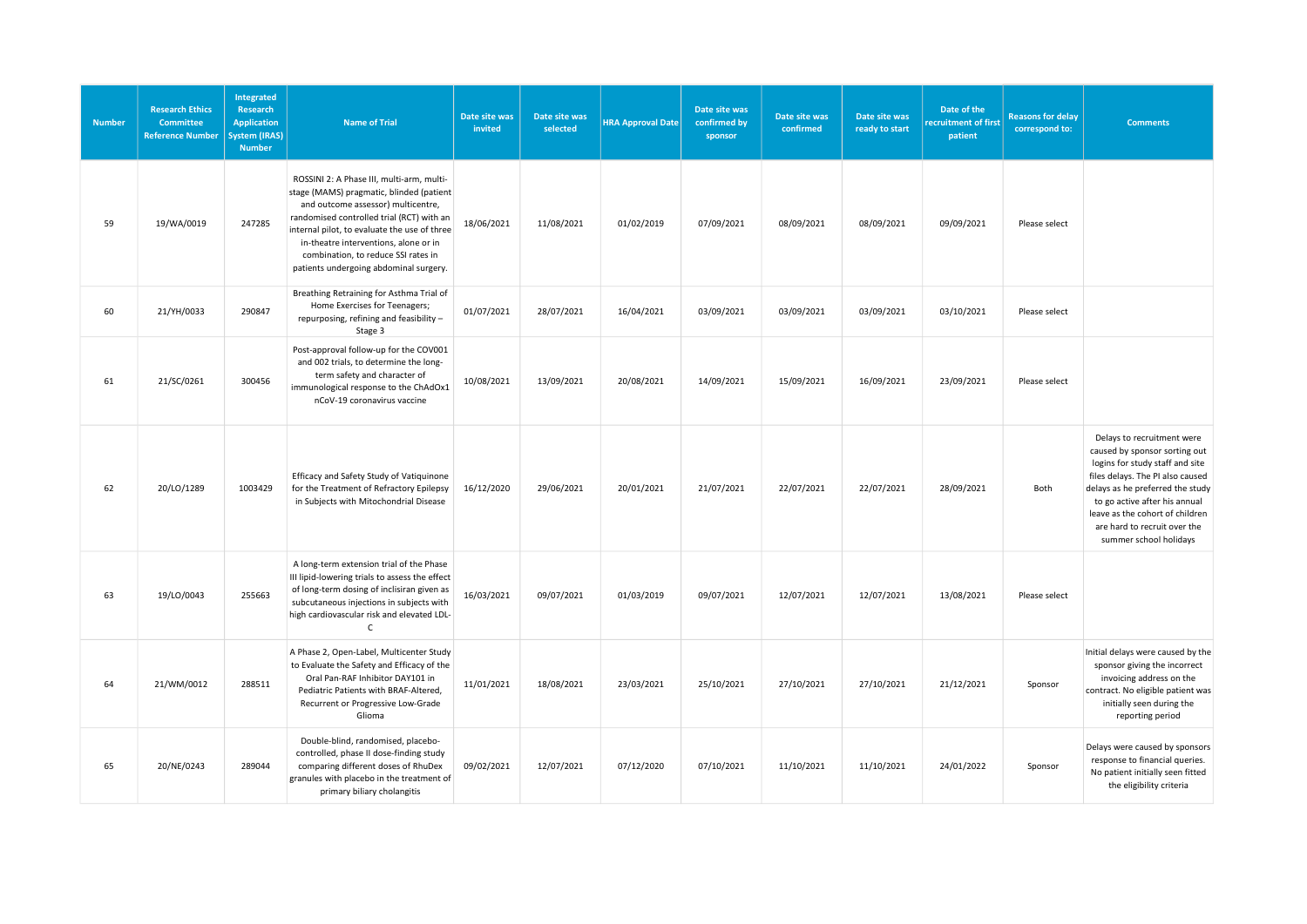| Number | Research Ethics Committee Reference Number | Integrated Research Application System (IRAS) Number | Name of Trial | Date site was invited | Date site was selected | HRA Approval Date | Date site was confirmed by sponsor | Date site was confirmed | Date site was ready to start | Date of the recruitment of first patient | Reasons for delay correspond to: | Comments |
|---|---|---|---|---|---|---|---|---|---|---|---|---|
| 59 | 19/WA/0019 | 247285 | ROSSINI 2: A Phase III, multi-arm, multi-stage (MAMS) pragmatic, blinded (patient and outcome assessor) multicentre, randomised controlled trial (RCT) with an internal pilot, to evaluate the use of three in-theatre interventions, alone or in combination, to reduce SSI rates in patients undergoing abdominal surgery. | 18/06/2021 | 11/08/2021 | 01/02/2019 | 07/09/2021 | 08/09/2021 | 08/09/2021 | 09/09/2021 | Please select | |
| 60 | 21/YH/0033 | 290847 | Breathing Retraining for Asthma Trial of Home Exercises for Teenagers; repurposing, refining and feasibility – Stage 3 | 01/07/2021 | 28/07/2021 | 16/04/2021 | 03/09/2021 | 03/09/2021 | 03/09/2021 | 03/10/2021 | Please select | |
| 61 | 21/SC/0261 | 300456 | Post-approval follow-up for the COV001 and 002 trials, to determine the long-term safety and character of immunological response to the ChAdOx1 nCoV-19 coronavirus vaccine | 10/08/2021 | 13/09/2021 | 20/08/2021 | 14/09/2021 | 15/09/2021 | 16/09/2021 | 23/09/2021 | Please select | |
| 62 | 20/LO/1289 | 1003429 | Efficacy and Safety Study of Vatiquinone for the Treatment of Refractory Epilepsy in Subjects with Mitochondrial Disease | 16/12/2020 | 29/06/2021 | 20/01/2021 | 21/07/2021 | 22/07/2021 | 22/07/2021 | 28/09/2021 | Both | Delays to recruitment were caused by sponsor sorting out logins for study staff and site files delays. The PI also caused delays as he preferred the study to go active after his annual leave as the cohort of children are hard to recruit over the summer school holidays |
| 63 | 19/LO/0043 | 255663 | A long-term extension trial of the Phase III lipid-lowering trials to assess the effect of long-term dosing of inclisiran given as subcutaneous injections in subjects with high cardiovascular risk and elevated LDL-C | 16/03/2021 | 09/07/2021 | 01/03/2019 | 09/07/2021 | 12/07/2021 | 12/07/2021 | 13/08/2021 | Please select | |
| 64 | 21/WM/0012 | 288511 | A Phase 2, Open-Label, Multicenter Study to Evaluate the Safety and Efficacy of the Oral Pan-RAF Inhibitor DAY101 in Pediatric Patients with BRAF-Altered, Recurrent or Progressive Low-Grade Glioma | 11/01/2021 | 18/08/2021 | 23/03/2021 | 25/10/2021 | 27/10/2021 | 27/10/2021 | 21/12/2021 | Sponsor | Initial delays were caused by the sponsor giving the incorrect invoicing address on the contract. No eligible patient was initially seen during the reporting period |
| 65 | 20/NE/0243 | 289044 | Double-blind, randomised, placebo-controlled, phase II dose-finding study comparing different doses of RhuDex granules with placebo in the treatment of primary biliary cholangitis | 09/02/2021 | 12/07/2021 | 07/12/2020 | 07/10/2021 | 11/10/2021 | 11/10/2021 | 24/01/2022 | Sponsor | Delays were caused by sponsors response to financial queries. No patient initially seen fitted the eligibility criteria |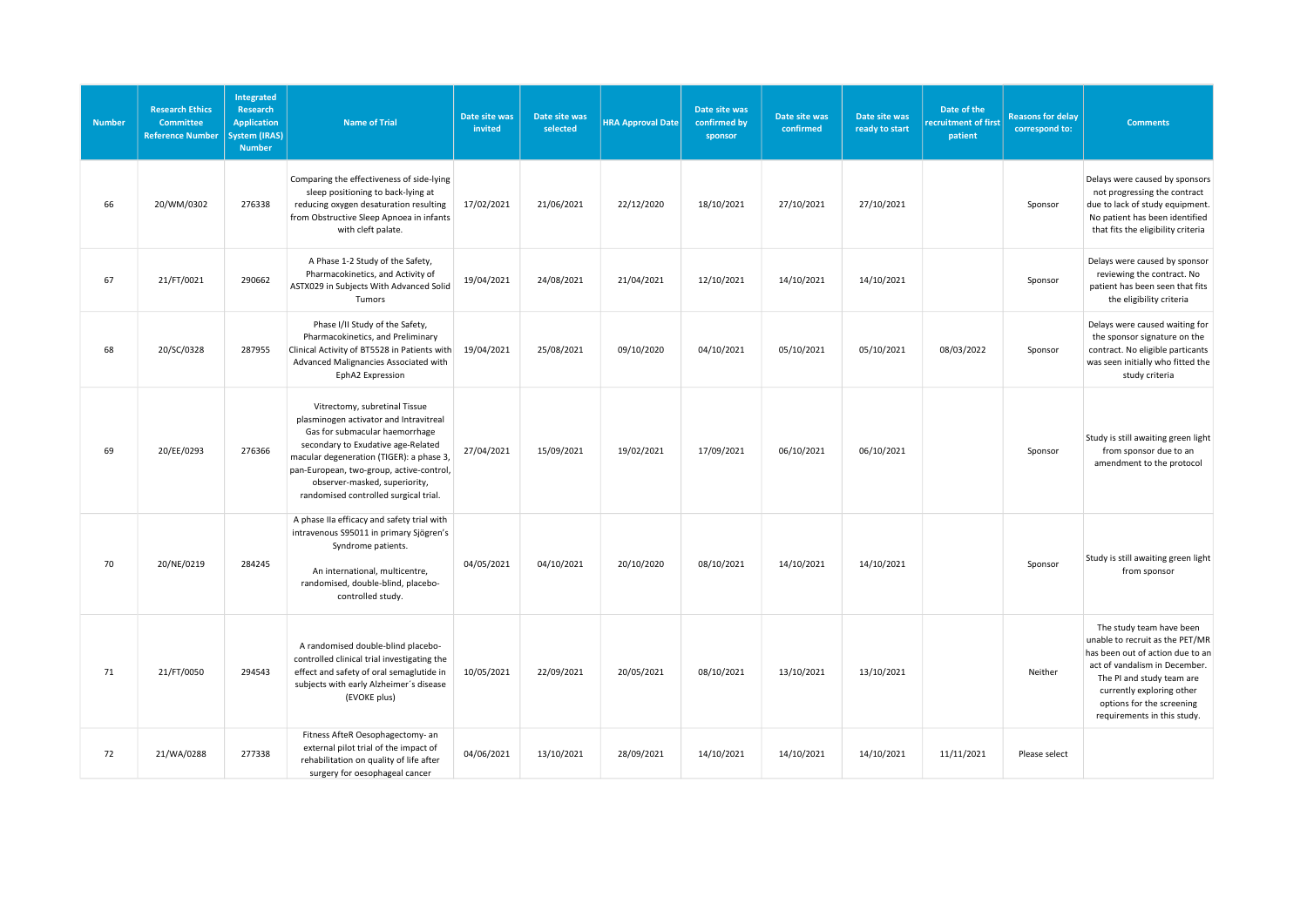| Number | Research Ethics Committee Reference Number | Integrated Research Application System (IRAS) Number | Name of Trial | Date site was invited | Date site was selected | HRA Approval Date | Date site was confirmed by sponsor | Date site was confirmed | Date site was ready to start | Date of the recruitment of first patient | Reasons for delay correspond to: | Comments |
|---|---|---|---|---|---|---|---|---|---|---|---|---|
| 66 | 20/WM/0302 | 276338 | Comparing the effectiveness of side-lying sleep positioning to back-lying at reducing oxygen desaturation resulting from Obstructive Sleep Apnoea in infants with cleft palate. | 17/02/2021 | 21/06/2021 | 22/12/2020 | 18/10/2021 | 27/10/2021 | 27/10/2021 | | Sponsor | Delays were caused by sponsors not progressing the contract due to lack of study equipment. No patient has been identified that fits the eligibility criteria |
| 67 | 21/FT/0021 | 290662 | A Phase 1-2 Study of the Safety, Pharmacokinetics, and Activity of ASTX029 in Subjects With Advanced Solid Tumors | 19/04/2021 | 24/08/2021 | 21/04/2021 | 12/10/2021 | 14/10/2021 | 14/10/2021 | | Sponsor | Delays were caused by sponsor reviewing the contract. No patient has been seen that fits the eligibility criteria |
| 68 | 20/SC/0328 | 287955 | Phase I/II Study of the Safety, Pharmacokinetics, and Preliminary Clinical Activity of BT5528 in Patients with Advanced Malignancies Associated with EphA2 Expression | 19/04/2021 | 25/08/2021 | 09/10/2020 | 04/10/2021 | 05/10/2021 | 05/10/2021 | 08/03/2022 | Sponsor | Delays were caused waiting for the sponsor signature on the contract. No eligible particants was seen initially who fitted the study criteria |
| 69 | 20/EE/0293 | 276366 | Vitrectomy, subretinal Tissue plasminogen activator and Intravitreal Gas for submacular haemorrhage secondary to Exudative age-Related macular degeneration (TIGER): a phase 3, pan-European, two-group, active-control, observer-masked, superiority, randomised controlled surgical trial. | 27/04/2021 | 15/09/2021 | 19/02/2021 | 17/09/2021 | 06/10/2021 | 06/10/2021 | | Sponsor | Study is still awaiting green light from sponsor due to an amendment to the protocol |
| 70 | 20/NE/0219 | 284245 | A phase IIa efficacy and safety trial with intravenous S95011 in primary Sjögren's Syndrome patients.<br><br>An international, multicentre, randomised, double-blind, placebo-controlled study. | 04/05/2021 | 04/10/2021 | 20/10/2020 | 08/10/2021 | 14/10/2021 | 14/10/2021 | | Sponsor | Study is still awaiting green light from sponsor |
| 71 | 21/FT/0050 | 294543 | A randomised double-blind placebo-controlled clinical trial investigating the effect and safety of oral semaglutide in subjects with early Alzheimer´s disease (EVOKE plus) | 10/05/2021 | 22/09/2021 | 20/05/2021 | 08/10/2021 | 13/10/2021 | 13/10/2021 | | Neither | The study team have been unable to recruit as the PET/MR has been out of action due to an act of vandalism in December. The PI and study team are currently exploring other options for the screening requirements in this study. |
| 72 | 21/WA/0288 | 277338 | Fitness AfteR Oesophagectomy- an external pilot trial of the impact of rehabilitation on quality of life after surgery for oesophageal cancer | 04/06/2021 | 13/10/2021 | 28/09/2021 | 14/10/2021 | 14/10/2021 | 14/10/2021 | 11/11/2021 | Please select | |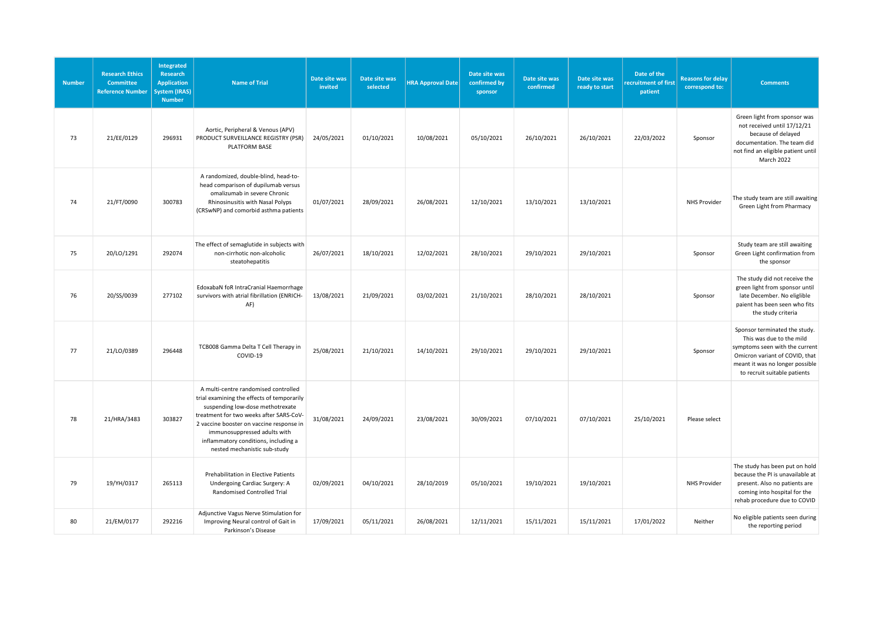| Number | Research Ethics Committee Reference Number | Integrated Research Application System (IRAS) Number | Name of Trial | Date site was invited | Date site was selected | HRA Approval Date | Date site was confirmed by sponsor | Date site was confirmed | Date site was ready to start | Date of the recruitment of first patient | Reasons for delay correspond to: | Comments |
|---|---|---|---|---|---|---|---|---|---|---|---|---|
| 73 | 21/EE/0129 | 296931 | Aortic, Peripheral & Venous (APV) PRODUCT SURVEILLANCE REGISTRY (PSR) PLATFORM BASE | 24/05/2021 | 01/10/2021 | 10/08/2021 | 05/10/2021 | 26/10/2021 | 26/10/2021 | 22/03/2022 | Sponsor | Green light from sponsor was not received until 17/12/21 because of delayed documentation. The team did not find an eligible patient until March 2022 |
| 74 | 21/FT/0090 | 300783 | A randomized, double-blind, head-to-head comparison of dupilumab versus omalizumab in severe Chronic Rhinosinusitis with Nasal Polyps (CRSwNP) and comorbid asthma patients | 01/07/2021 | 28/09/2021 | 26/08/2021 | 12/10/2021 | 13/10/2021 | 13/10/2021 | | NHS Provider | The study team are still awaiting Green Light from Pharmacy |
| 75 | 20/LO/1291 | 292074 | The effect of semaglutide in subjects with non-cirrhotic non-alcoholic steatohepatitis | 26/07/2021 | 18/10/2021 | 12/02/2021 | 28/10/2021 | 29/10/2021 | 29/10/2021 | | Sponsor | Study team are still awaiting Green Light confirmation from the sponsor |
| 76 | 20/SS/0039 | 277102 | EdoxabaN foR IntraCranial Haemorrhage survivors with atrial fibrillation (ENRICH-AF) | 13/08/2021 | 21/09/2021 | 03/02/2021 | 21/10/2021 | 28/10/2021 | 28/10/2021 | | Sponsor | The study did not receive the green light from sponsor until late December. No eligible paient has been seen who fits the study criteria |
| 77 | 21/LO/0389 | 296448 | TCB008 Gamma Delta T Cell Therapy in COVID-19 | 25/08/2021 | 21/10/2021 | 14/10/2021 | 29/10/2021 | 29/10/2021 | 29/10/2021 | | Sponsor | Sponsor terminated the study. This was due to the mild symptoms seen with the current Omicron variant of COVID, that meant it was no longer possible to recruit suitable patients |
| 78 | 21/HRA/3483 | 303827 | A multi-centre randomised controlled trial examining the effects of temporarily suspending low-dose methotrexate treatment for two weeks after SARS-CoV-2 vaccine booster on vaccine response in immunosuppressed adults with inflammatory conditions, including a nested mechanistic sub-study | 31/08/2021 | 24/09/2021 | 23/08/2021 | 30/09/2021 | 07/10/2021 | 07/10/2021 | 25/10/2021 | Please select | |
| 79 | 19/YH/0317 | 265113 | Prehabilitation in Elective Patients Undergoing Cardiac Surgery: A Randomised Controlled Trial | 02/09/2021 | 04/10/2021 | 28/10/2019 | 05/10/2021 | 19/10/2021 | 19/10/2021 | | NHS Provider | The study has been put on hold because the PI is unavailable at present. Also no patients are coming into hospital for the rehab procedure due to COVID |
| 80 | 21/EM/0177 | 292216 | Adjunctive Vagus Nerve Stimulation for Improving Neural control of Gait in Parkinson's Disease | 17/09/2021 | 05/11/2021 | 26/08/2021 | 12/11/2021 | 15/11/2021 | 15/11/2021 | 17/01/2022 | Neither | No eligible patients seen during the reporting period |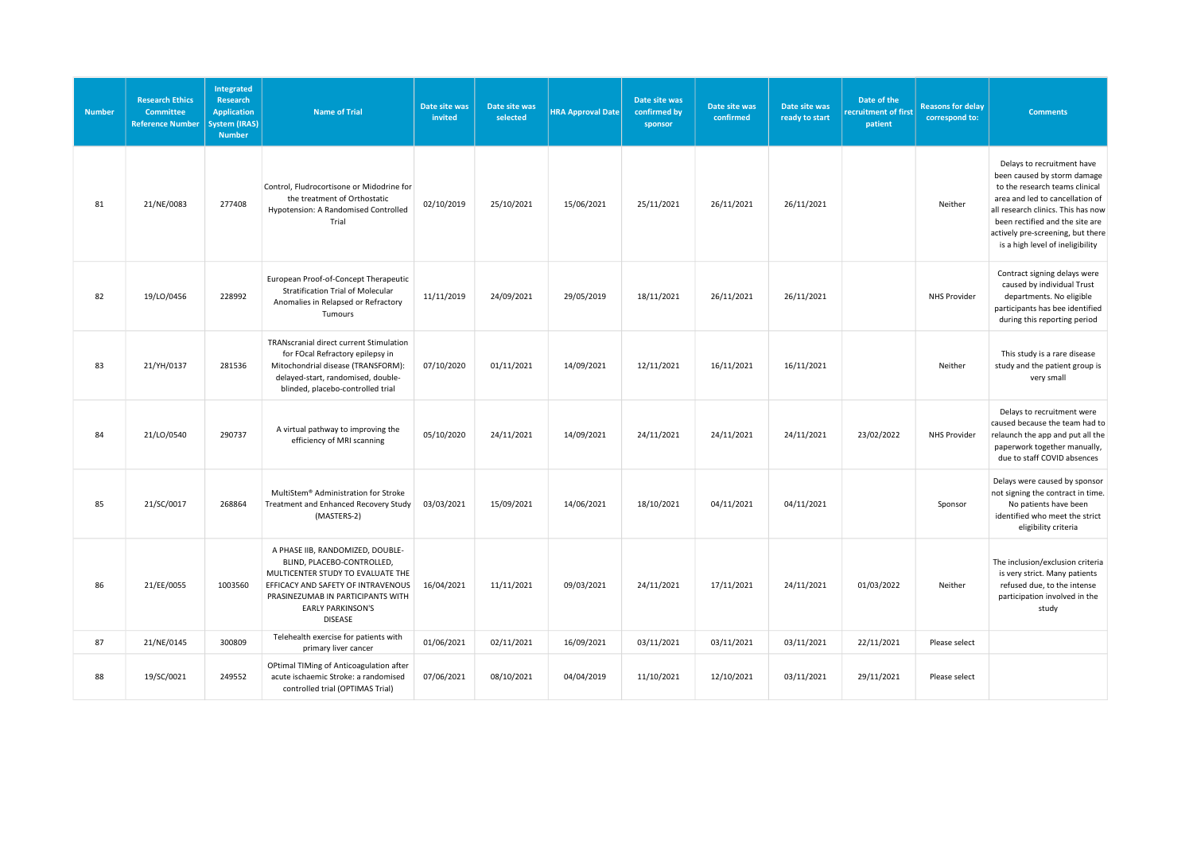| Number | Research Ethics Committee Reference Number | Integrated Research Application System (IRAS) Number | Name of Trial | Date site was invited | Date site was selected | HRA Approval Date | Date site was confirmed by sponsor | Date site was confirmed | Date site was ready to start | Date of the recruitment of first patient | Reasons for delay correspond to: | Comments |
|---|---|---|---|---|---|---|---|---|---|---|---|---|
| 81 | 21/NE/0083 | 277408 | Control, Fludrocortisone or Midodrine for the treatment of Orthostatic Hypotension: A Randomised Controlled Trial | 02/10/2019 | 25/10/2021 | 15/06/2021 | 25/11/2021 | 26/11/2021 | 26/11/2021 | | Neither | Delays to recruitment have been caused by storm damage to the research teams clinical area and led to cancellation of all research clinics. This has now been rectified and the site are actively pre-screening, but there is a high level of ineligibility |
| 82 | 19/LO/0456 | 228992 | European Proof-of-Concept Therapeutic Stratification Trial of Molecular Anomalies in Relapsed or Refractory Tumours | 11/11/2019 | 24/09/2021 | 29/05/2019 | 18/11/2021 | 26/11/2021 | 26/11/2021 | | NHS Provider | Contract signing delays were caused by individual Trust departments. No eligible participants has bee identified during this reporting period |
| 83 | 21/YH/0137 | 281536 | TRANscranial direct current Stimulation for FOcal Refractory epilepsy in Mitochondrial disease (TRANSFORM): delayed-start, randomised, double-blinded, placebo-controlled trial | 07/10/2020 | 01/11/2021 | 14/09/2021 | 12/11/2021 | 16/11/2021 | 16/11/2021 | | Neither | This study is a rare disease study and the patient group is very small |
| 84 | 21/LO/0540 | 290737 | A virtual pathway to improving the efficiency of MRI scanning | 05/10/2020 | 24/11/2021 | 14/09/2021 | 24/11/2021 | 24/11/2021 | 24/11/2021 | 23/02/2022 | NHS Provider | Delays to recruitment were caused because the team had to relaunch the app and put all the paperwork together manually, due to staff COVID absences |
| 85 | 21/SC/0017 | 268864 | MultiStem® Administration for Stroke Treatment and Enhanced Recovery Study (MASTERS-2) | 03/03/2021 | 15/09/2021 | 14/06/2021 | 18/10/2021 | 04/11/2021 | 04/11/2021 | | Sponsor | Delays were caused by sponsor not signing the contract in time. No patients have been identified who meet the strict eligibility criteria |
| 86 | 21/EE/0055 | 1003560 | A PHASE IIB, RANDOMIZED, DOUBLE-BLIND, PLACEBO-CONTROLLED, MULTICENTER STUDY TO EVALUATE THE EFFICACY AND SAFETY OF INTRAVENOUS PRASINEZUMAB IN PARTICIPANTS WITH EARLY PARKINSON'S DISEASE | 16/04/2021 | 11/11/2021 | 09/03/2021 | 24/11/2021 | 17/11/2021 | 24/11/2021 | 01/03/2022 | Neither | The inclusion/exclusion criteria is very strict. Many patients refused due, to the intense participation involved in the study |
| 87 | 21/NE/0145 | 300809 | Telehealth exercise for patients with primary liver cancer | 01/06/2021 | 02/11/2021 | 16/09/2021 | 03/11/2021 | 03/11/2021 | 03/11/2021 | 22/11/2021 | Please select | |
| 88 | 19/SC/0021 | 249552 | OPtimal TIMing of Anticoagulation after acute ischaemic Stroke: a randomised controlled trial (OPTIMAS Trial) | 07/06/2021 | 08/10/2021 | 04/04/2019 | 11/10/2021 | 12/10/2021 | 03/11/2021 | 29/11/2021 | Please select | |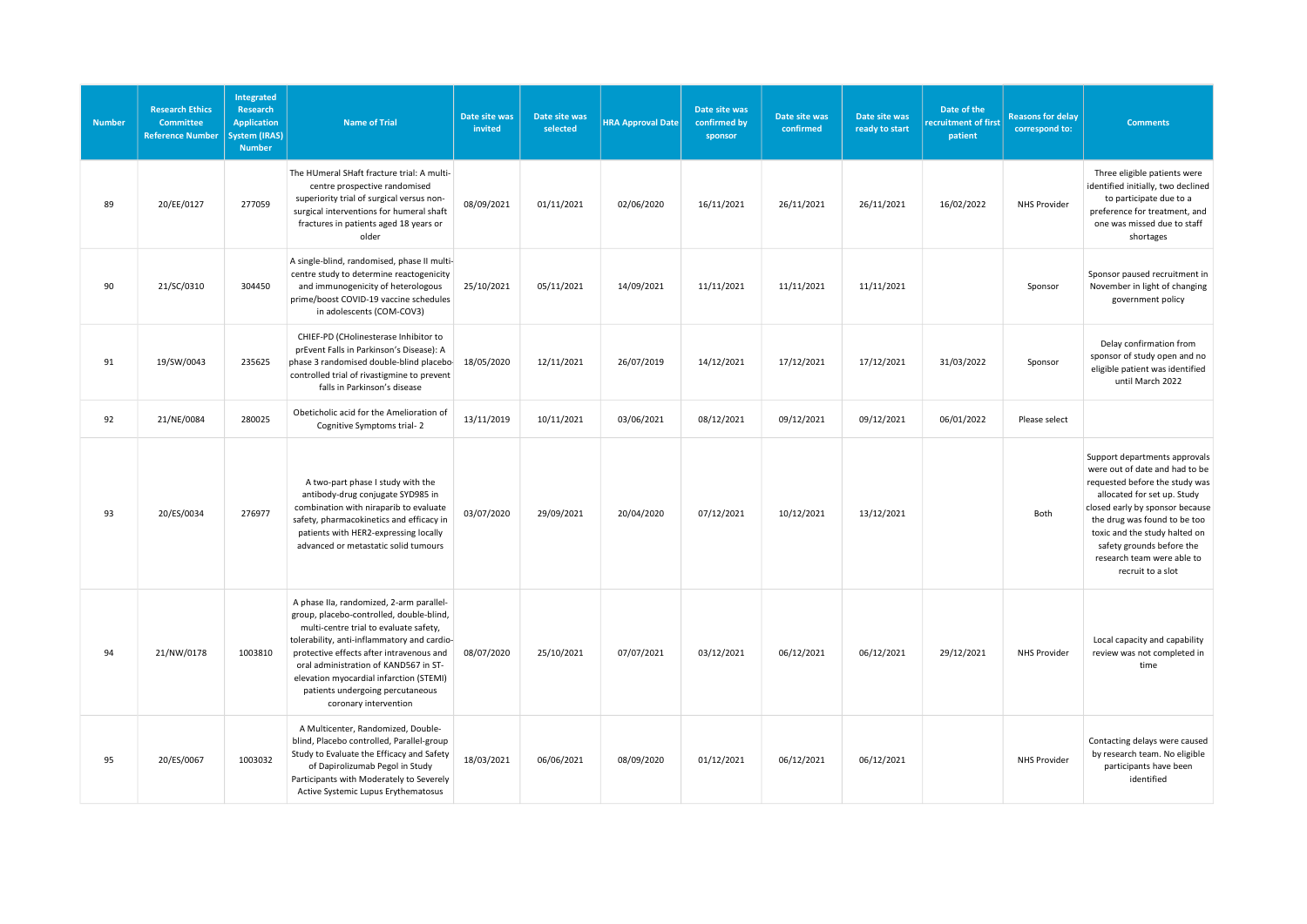| Number | Research Ethics Committee Reference Number | Integrated Research Application System (IRAS) Number | Name of Trial | Date site was invited | Date site was selected | HRA Approval Date | Date site was confirmed by sponsor | Date site was confirmed | Date site was ready to start | Date of the recruitment of first patient | Reasons for delay correspond to: | Comments |
|---|---|---|---|---|---|---|---|---|---|---|---|---|
| 89 | 20/EE/0127 | 277059 | The HUmeral SHaft fracture trial: A multi-centre prospective randomised superiority trial of surgical versus non-surgical interventions for humeral shaft fractures in patients aged 18 years or older | 08/09/2021 | 01/11/2021 | 02/06/2020 | 16/11/2021 | 26/11/2021 | 26/11/2021 | 16/02/2022 | NHS Provider | Three eligible patients were identified initially, two declined to participate due to a preference for treatment, and one was missed due to staff shortages |
| 90 | 21/SC/0310 | 304450 | A single-blind, randomised, phase II multi-centre study to determine reactogenicity and immunogenicity of heterologous prime/boost COVID-19 vaccine schedules in adolescents (COM-COV3) | 25/10/2021 | 05/11/2021 | 14/09/2021 | 11/11/2021 | 11/11/2021 | 11/11/2021 | | Sponsor | Sponsor paused recruitment in November in light of changing government policy |
| 91 | 19/SW/0043 | 235625 | CHIEF-PD (CHolinesterase Inhibitor to prEvent Falls in Parkinson's Disease): A phase 3 randomised double-blind placebo-controlled trial of rivastigmine to prevent falls in Parkinson's disease | 18/05/2020 | 12/11/2021 | 26/07/2019 | 14/12/2021 | 17/12/2021 | 17/12/2021 | 31/03/2022 | Sponsor | Delay confirmation from sponsor of study open and no eligible patient was identified until March 2022 |
| 92 | 21/NE/0084 | 280025 | Obeticholic acid for the Amelioration of Cognitive Symptoms trial- 2 | 13/11/2019 | 10/11/2021 | 03/06/2021 | 08/12/2021 | 09/12/2021 | 09/12/2021 | 06/01/2022 | Please select | |
| 93 | 20/ES/0034 | 276977 | A two-part phase I study with the antibody-drug conjugate SYD985 in combination with niraparib to evaluate safety, pharmacokinetics and efficacy in patients with HER2-expressing locally advanced or metastatic solid tumours | 03/07/2020 | 29/09/2021 | 20/04/2020 | 07/12/2021 | 10/12/2021 | 13/12/2021 | | Both | Support departments approvals were out of date and had to be requested before the study was allocated for set up. Study closed early by sponsor because the drug was found to be too toxic and the study halted on safety grounds before the research team were able to recruit to a slot |
| 94 | 21/NW/0178 | 1003810 | A phase IIa, randomized, 2-arm parallel-group, placebo-controlled, double-blind, multi-centre trial to evaluate safety, tolerability, anti-inflammatory and cardio-protective effects after intravenous and oral administration of KAND567 in ST-elevation myocardial infarction (STEMI) patients undergoing percutaneous coronary intervention | 08/07/2020 | 25/10/2021 | 07/07/2021 | 03/12/2021 | 06/12/2021 | 06/12/2021 | 29/12/2021 | NHS Provider | Local capacity and capability review was not completed in time |
| 95 | 20/ES/0067 | 1003032 | A Multicenter, Randomized, Double-blind, Placebo controlled, Parallel-group Study to Evaluate the Efficacy and Safety of Dapirolizumab Pegol in Study Participants with Moderately to Severely Active Systemic Lupus Erythematosus | 18/03/2021 | 06/06/2021 | 08/09/2020 | 01/12/2021 | 06/12/2021 | 06/12/2021 | | NHS Provider | Contacting delays were caused by research team. No eligible participants have been identified |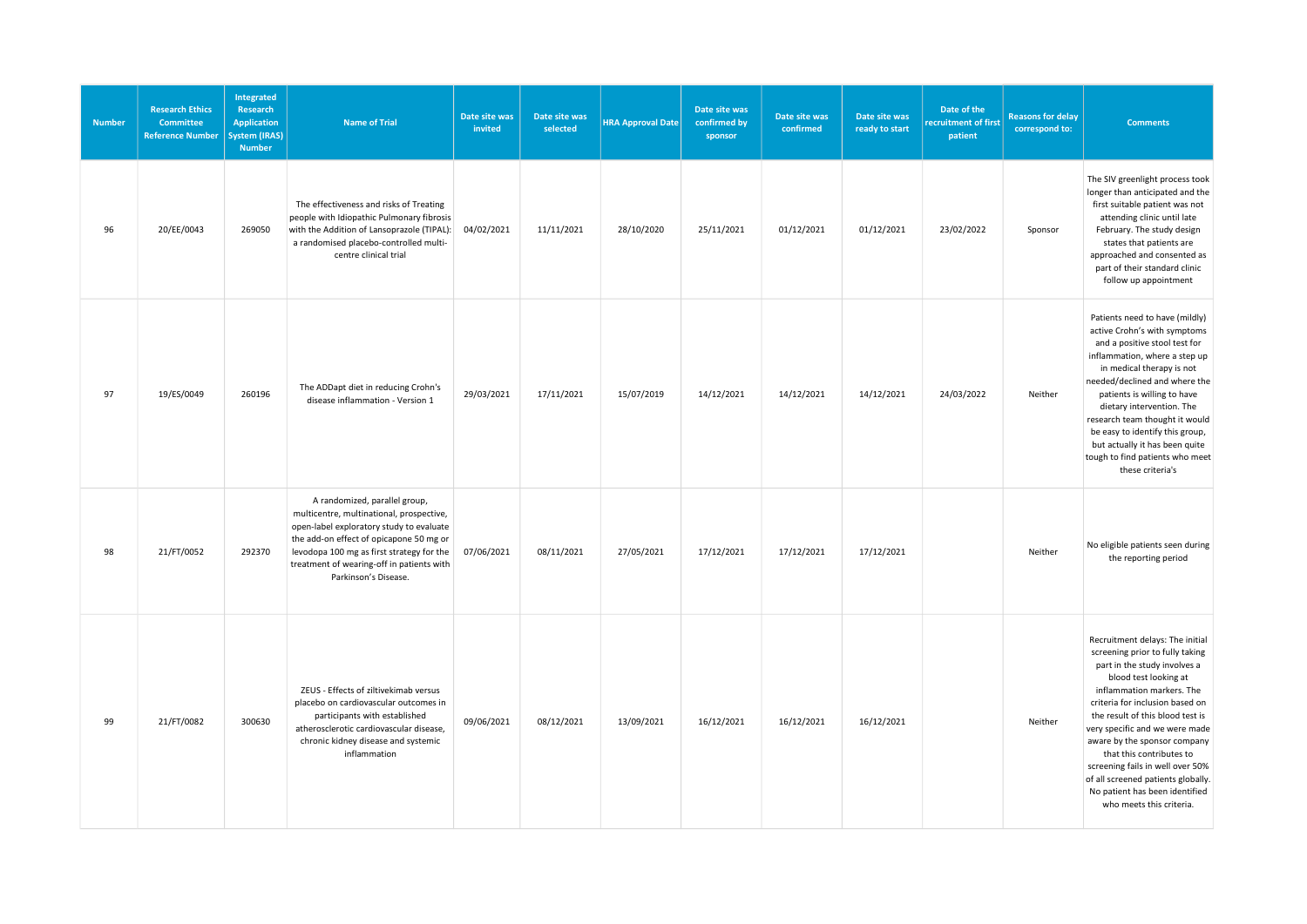| Number | Research Ethics Committee Reference Number | Integrated Research Application System (IRAS) Number | Name of Trial | Date site was invited | Date site was selected | HRA Approval Date | Date site was confirmed by sponsor | Date site was confirmed | Date site was ready to start | Date of the recruitment of first patient | Reasons for delay correspond to: | Comments |
|---|---|---|---|---|---|---|---|---|---|---|---|---|
| 96 | 20/EE/0043 | 269050 | The effectiveness and risks of Treating people with Idiopathic Pulmonary fibrosis with the Addition of Lansoprazole (TIPAL): a randomised placebo-controlled multi-centre clinical trial | 04/02/2021 | 11/11/2021 | 28/10/2020 | 25/11/2021 | 01/12/2021 | 01/12/2021 | 23/02/2022 | Sponsor | The SIV greenlight process took longer than anticipated and the first suitable patient was not attending clinic until late February. The study design states that patients are approached and consented as part of their standard clinic follow up appointment |
| 97 | 19/ES/0049 | 260196 | The ADDapt diet in reducing Crohn's disease inflammation - Version 1 | 29/03/2021 | 17/11/2021 | 15/07/2019 | 14/12/2021 | 14/12/2021 | 14/12/2021 | 24/03/2022 | Neither | Patients need to have (mildly) active Crohn's with symptoms and a positive stool test for inflammation, where a step up in medical therapy is not needed/declined and where the patients is willing to have dietary intervention. The research team thought it would be easy to identify this group, but actually it has been quite tough to find patients who meet these criteria's |
| 98 | 21/FT/0052 | 292370 | A randomized, parallel group, multicentre, multinational, prospective, open-label exploratory study to evaluate the add-on effect of opicapone 50 mg or levodopa 100 mg as first strategy for the treatment of wearing-off in patients with Parkinson's Disease. | 07/06/2021 | 08/11/2021 | 27/05/2021 | 17/12/2021 | 17/12/2021 | 17/12/2021 | | Neither | No eligible patients seen during the reporting period |
| 99 | 21/FT/0082 | 300630 | ZEUS - Effects of ziltivekimab versus placebo on cardiovascular outcomes in participants with established atherosclerotic cardiovascular disease, chronic kidney disease and systemic inflammation | 09/06/2021 | 08/12/2021 | 13/09/2021 | 16/12/2021 | 16/12/2021 | 16/12/2021 | | Neither | Recruitment delays: The initial screening prior to fully taking part in the study involves a blood test looking at inflammation markers. The criteria for inclusion based on the result of this blood test is very specific and we were made aware by the sponsor company that this contributes to screening fails in well over 50% of all screened patients globally. No patient has been identified who meets this criteria. |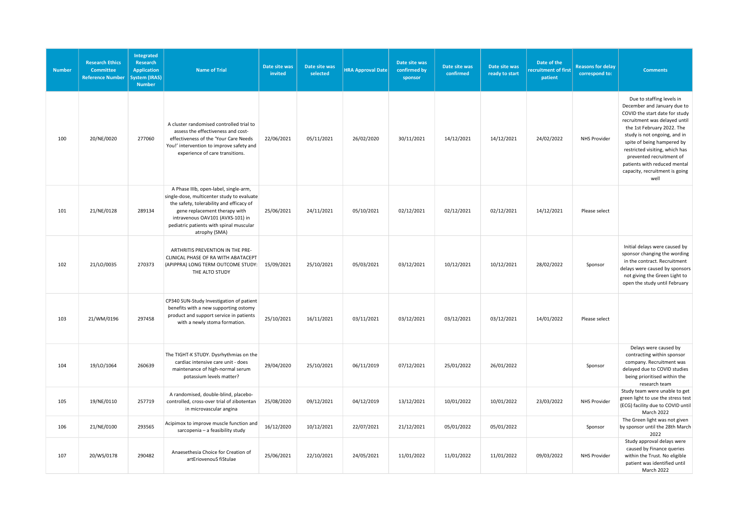| Number | Research Ethics Committee Reference Number | Integrated Research Application System (IRAS) Number | Name of Trial | Date site was invited | Date site was selected | HRA Approval Date | Date site was confirmed by sponsor | Date site was confirmed | Date site was ready to start | Date of the recruitment of first patient | Reasons for delay correspond to: | Comments |
|---|---|---|---|---|---|---|---|---|---|---|---|---|
| 100 | 20/NE/0020 | 277060 | A cluster randomised controlled trial to assess the effectiveness and cost-effectiveness of the 'Your Care Needs You!' intervention to improve safety and experience of care transitions. | 22/06/2021 | 05/11/2021 | 26/02/2020 | 30/11/2021 | 14/12/2021 | 14/12/2021 | 24/02/2022 | NHS Provider | Due to staffing levels in December and January due to COVID the start date for study recruitment was delayed until the 1st February 2022. The study is not ongoing, and in spite of being hampered by restricted visiting, which has prevented recruitment of patients with reduced mental capacity, recruitment is going well |
| 101 | 21/NE/0128 | 289134 | A Phase IIIb, open-label, single-arm, single-dose, multicenter study to evaluate the safety, tolerability and efficacy of gene replacement therapy with intravenous OAV101 (AVXS-101) in pediatric patients with spinal muscular atrophy (SMA) | 25/06/2021 | 24/11/2021 | 05/10/2021 | 02/12/2021 | 02/12/2021 | 02/12/2021 | 14/12/2021 | Please select | |
| 102 | 21/LO/0035 | 270373 | ARTHRITIS PREVENTION IN THE PRE-CLINICAL PHASE OF RA WITH ABATACEPT (APIPPRA) LONG TERM OUTCOME STUDY: THE ALTO STUDY | 15/09/2021 | 25/10/2021 | 05/03/2021 | 03/12/2021 | 10/12/2021 | 10/12/2021 | 28/02/2022 | Sponsor | Initial delays were caused by sponsor changing the wording in the contract. Recruitment delays were caused by sponsors not giving the Green Light to open the study until February |
| 103 | 21/WM/0196 | 297458 | CP340 SUN-Study Investigation of patient benefits with a new supporting ostomy product and support service in patients with a newly stoma formation. | 25/10/2021 | 16/11/2021 | 03/11/2021 | 03/12/2021 | 03/12/2021 | 03/12/2021 | 14/01/2022 | Please select | |
| 104 | 19/LO/1064 | 260639 | The TIGHT-K STUDY. Dysrhythmias on the cardiac intensive care unit - does maintenance of high-normal serum potassium levels matter? | 29/04/2020 | 25/10/2021 | 06/11/2019 | 07/12/2021 | 25/01/2022 | 26/01/2022 | | Sponsor | Delays were caused by contracting within sponsor company. Recruitment was delayed due to COVID studies being prioritised within the research team |
| 105 | 19/NE/0110 | 257719 | A randomised, double-blind, placebo-controlled, cross-over trial of zibotentan in microvascular angina | 25/08/2020 | 09/12/2021 | 04/12/2019 | 13/12/2021 | 10/01/2022 | 10/01/2022 | 23/03/2022 | NHS Provider | Study team were unable to get green light to use the stress test (ECG) facility due to COVID until March 2022 |
| 106 | 21/NE/0100 | 293565 | Acipimox to improve muscle function and sarcopenia – a feasibility study | 16/12/2020 | 10/12/2021 | 22/07/2021 | 21/12/2021 | 05/01/2022 | 05/01/2022 | | Sponsor | The Green light was not given by sponsor until the 28th March 2022 |
| 107 | 20/WS/0178 | 290482 | Anaesethesia Choice for Creation of artEriovenousS fiStulae | 25/06/2021 | 22/10/2021 | 24/05/2021 | 11/01/2022 | 11/01/2022 | 11/01/2022 | 09/03/2022 | NHS Provider | Study approval delays were caused by Finance queries within the Trust. No eligible patient was identified until March 2022 |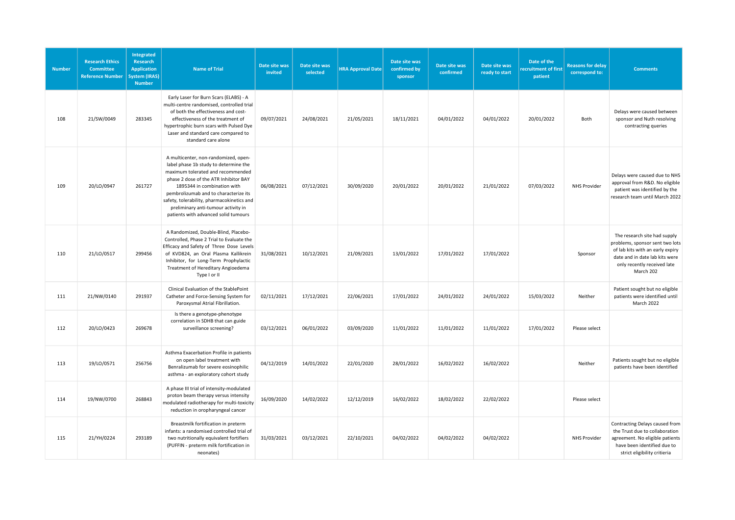| Number | Research Ethics Committee Reference Number | Integrated Research Application System (IRAS) Number | Name of Trial | Date site was invited | Date site was selected | HRA Approval Date | Date site was confirmed by sponsor | Date site was confirmed | Date site was ready to start | Date of the recruitment of first patient | Reasons for delay correspond to: | Comments |
|---|---|---|---|---|---|---|---|---|---|---|---|---|
| 108 | 21/SW/0049 | 283345 | Early Laser for Burn Scars (ELABS) - A multi-centre randomised, controlled trial of both the effectiveness and cost-effectiveness of the treatment of hypertrophic burn scars with Pulsed Dye Laser and standard care compared to standard care alone | 09/07/2021 | 24/08/2021 | 21/05/2021 | 18/11/2021 | 04/01/2022 | 04/01/2022 | 20/01/2022 | Both | Delays were caused between sponsor and Nuth resolving contracting queries |
| 109 | 20/LO/0947 | 261727 | A multicenter, non-randomized, open-label phase 1b study to determine the maximum tolerated and recommended phase 2 dose of the ATR Inhibitor BAY 1895344 in combination with pembrolizumab and to characterize its safety, tolerability, pharmacokinetics and preliminary anti-tumour activity in patients with advanced solid tumours | 06/08/2021 | 07/12/2021 | 30/09/2020 | 20/01/2022 | 20/01/2022 | 21/01/2022 | 07/03/2022 | NHS Provider | Delays were caused due to NHS approval from R&D. No eligible patient was identified by the research team until March 2022 |
| 110 | 21/LO/0517 | 299456 | A Randomized, Double-Blind, Placebo-Controlled, Phase 2 Trial to Evaluate the Efficacy and Safety of Three Dose Levels of KVD824, an Oral Plasma Kallikrein Inhibitor, for Long-Term Prophylactic Treatment of Hereditary Angioedema Type I or II | 31/08/2021 | 10/12/2021 | 21/09/2021 | 13/01/2022 | 17/01/2022 | 17/01/2022 | | Sponsor | The research site had supply problems, sponsor sent two lots of lab kits with an early expiry date and in date lab kits were only recently received late March 202 |
| 111 | 21/NW/0140 | 291937 | Clinical Evaluation of the StablePoint Catheter and Force-Sensing System for Paroxysmal Atrial Fibrillation. | 02/11/2021 | 17/12/2021 | 22/06/2021 | 17/01/2022 | 24/01/2022 | 24/01/2022 | 15/03/2022 | Neither | Patient sought but no eligible patients were identified until March 2022 |
| 112 | 20/LO/0423 | 269678 | Is there a genotype-phenotype correlation in SDHB that can guide surveillance screening? | 03/12/2021 | 06/01/2022 | 03/09/2020 | 11/01/2022 | 11/01/2022 | 11/01/2022 | 17/01/2022 | Please select | |
| 113 | 19/LO/0571 | 256756 | Asthma Exacerbation Profile in patients on open label treatment with Benralizumab for severe eosinophilic asthma - an exploratory cohort study | 04/12/2019 | 14/01/2022 | 22/01/2020 | 28/01/2022 | 16/02/2022 | 16/02/2022 | | Neither | Patients sought but no eligible patients have been identified |
| 114 | 19/NW/0700 | 268843 | A phase III trial of intensity-modulated proton beam therapy versus intensity modulated radiotherapy for multi-toxicity reduction in oropharyngeal cancer | 16/09/2020 | 14/02/2022 | 12/12/2019 | 16/02/2022 | 18/02/2022 | 22/02/2022 | | Please select | |
| 115 | 21/YH/0224 | 293189 | Breastmilk fortification in preterm infants: a randomised controlled trial of two nutritionally equivalent fortifiers (PUFFIN - preterm milk fortification in neonates) | 31/03/2021 | 03/12/2021 | 22/10/2021 | 04/02/2022 | 04/02/2022 | 04/02/2022 | | NHS Provider | Contracting Delays caused from the Trust due to collaboration agreement. No eligible patients have been identified due to strict eligibility critieria |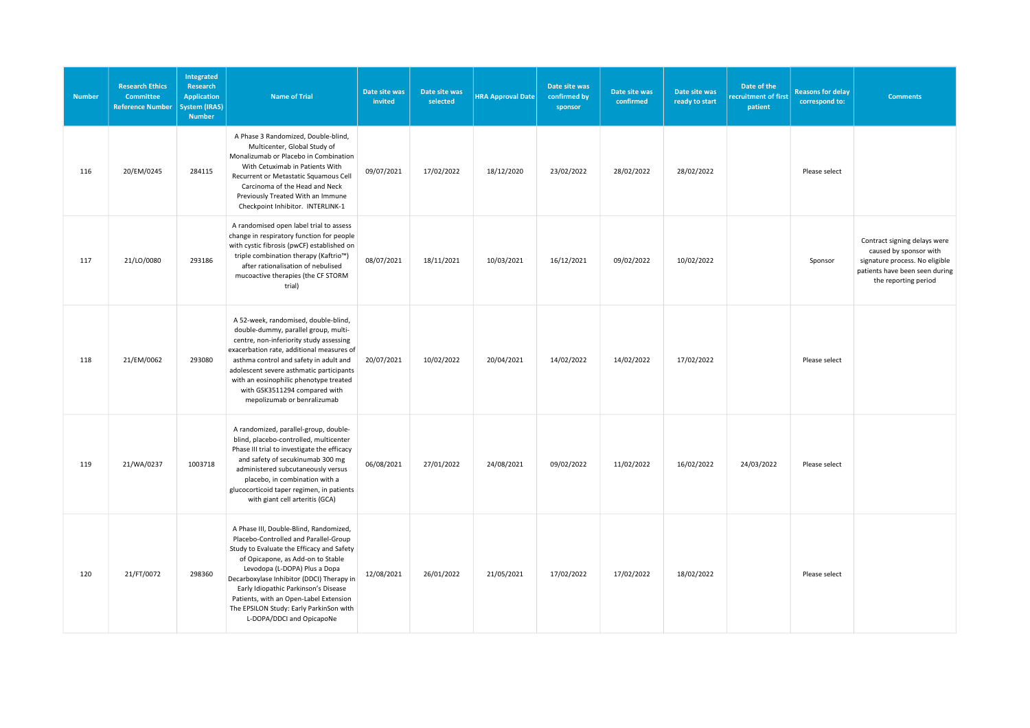| Number | Research Ethics Committee Reference Number | Integrated Research Application System (IRAS) Number | Name of Trial | Date site was invited | Date site was selected | HRA Approval Date | Date site was confirmed by sponsor | Date site was confirmed | Date site was ready to start | Date of the recruitment of first patient | Reasons for delay correspond to: | Comments |
|---|---|---|---|---|---|---|---|---|---|---|---|---|
| 116 | 20/EM/0245 | 284115 | A Phase 3 Randomized, Double-blind, Multicenter, Global Study of Monalizumab or Placebo in Combination With Cetuximab in Patients With Recurrent or Metastatic Squamous Cell Carcinoma of the Head and Neck Previously Treated With an Immune Checkpoint Inhibitor. INTERLINK-1 | 09/07/2021 | 17/02/2022 | 18/12/2020 | 23/02/2022 | 28/02/2022 | 28/02/2022 | | Please select | |
| 117 | 21/LO/0080 | 293186 | A randomised open label trial to assess change in respiratory function for people with cystic fibrosis (pwCF) established on triple combination therapy (Kaftrio™) after rationalisation of nebulised mucoactive therapies (the CF STORM trial) | 08/07/2021 | 18/11/2021 | 10/03/2021 | 16/12/2021 | 09/02/2022 | 10/02/2022 | | Sponsor | Contract signing delays were caused by sponsor with signature process. No eligible patients have been seen during the reporting period |
| 118 | 21/EM/0062 | 293080 | A 52-week, randomised, double-blind, double-dummy, parallel group, multi-centre, non-inferiority study assessing exacerbation rate, additional measures of asthma control and safety in adult and adolescent severe asthmatic participants with an eosinophilic phenotype treated with GSK3511294 compared with mepolizumab or benralizumab | 20/07/2021 | 10/02/2022 | 20/04/2021 | 14/02/2022 | 14/02/2022 | 17/02/2022 | | Please select | |
| 119 | 21/WA/0237 | 1003718 | A randomized, parallel-group, double-blind, placebo-controlled, multicenter Phase III trial to investigate the efficacy and safety of secukinumab 300 mg administered subcutaneously versus placebo, in combination with a glucocorticoid taper regimen, in patients with giant cell arteritis (GCA) | 06/08/2021 | 27/01/2022 | 24/08/2021 | 09/02/2022 | 11/02/2022 | 16/02/2022 | 24/03/2022 | Please select | |
| 120 | 21/FT/0072 | 298360 | A Phase III, Double-Blind, Randomized, Placebo-Controlled and Parallel-Group Study to Evaluate the Efficacy and Safety of Opicapone, as Add-on to Stable Levodopa (L-DOPA) Plus a Dopa Decarboxylase Inhibitor (DDCI) Therapy in Early Idiopathic Parkinson's Disease Patients, with an Open-Label Extension The EPSILON Study: Early ParkinSon wIth L-DOPA/DDCI and OpicapoNe | 12/08/2021 | 26/01/2022 | 21/05/2021 | 17/02/2022 | 17/02/2022 | 18/02/2022 | | Please select | |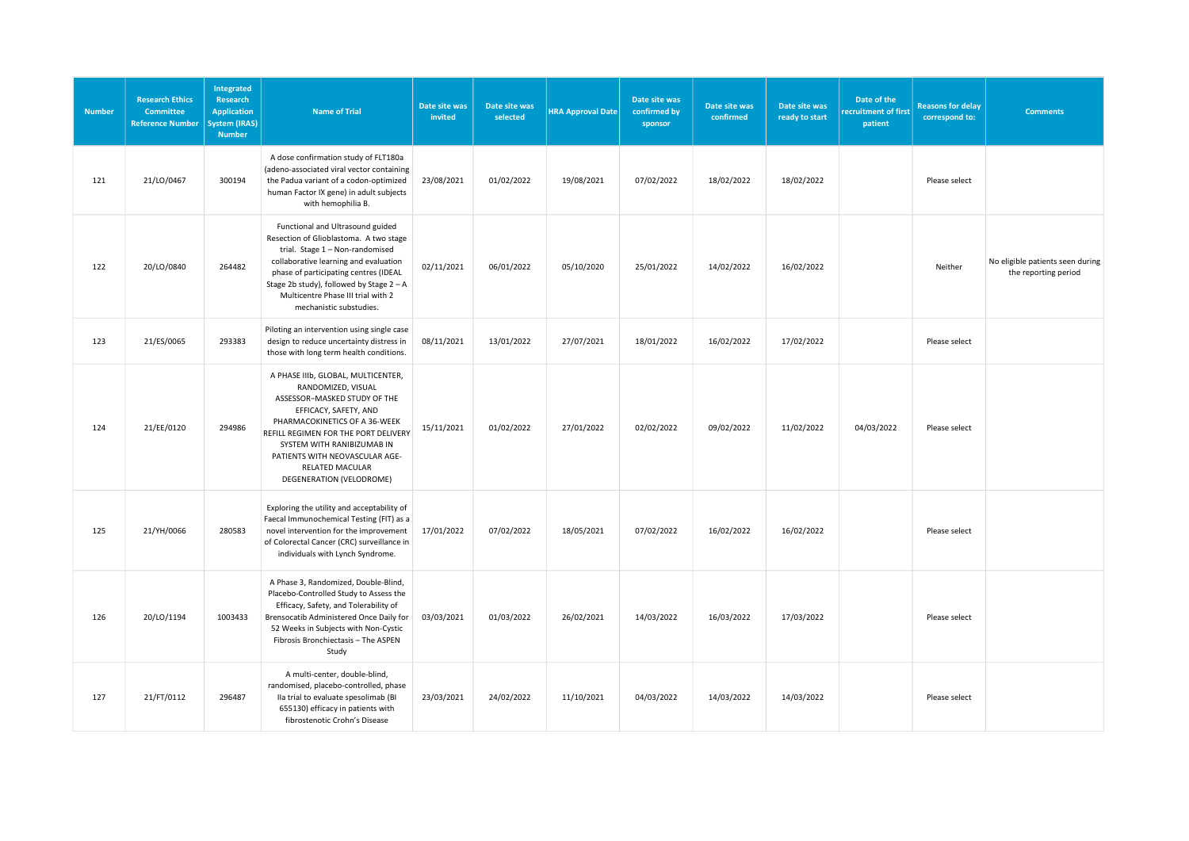| Number | Research Ethics Committee Reference Number | Integrated Research Application System (IRAS) Number | Name of Trial | Date site was invited | Date site was selected | HRA Approval Date | Date site was confirmed by sponsor | Date site was confirmed | Date site was ready to start | Date of the recruitment of first patient | Reasons for delay correspond to: | Comments |
|---|---|---|---|---|---|---|---|---|---|---|---|---|
| 121 | 21/LO/0467 | 300194 | A dose confirmation study of FLT180a (adeno-associated viral vector containing the Padua variant of a codon-optimized human Factor IX gene) in adult subjects with hemophilia B. | 23/08/2021 | 01/02/2022 | 19/08/2021 | 07/02/2022 | 18/02/2022 | 18/02/2022 | | Please select | |
| 122 | 20/LO/0840 | 264482 | Functional and Ultrasound guided Resection of Glioblastoma. A two stage trial. Stage 1 – Non-randomised collaborative learning and evaluation phase of participating centres (IDEAL Stage 2b study), followed by Stage 2 – A Multicentre Phase III trial with 2 mechanistic substudies. | 02/11/2021 | 06/01/2022 | 05/10/2020 | 25/01/2022 | 14/02/2022 | 16/02/2022 | | Neither | No eligible patients seen during the reporting period |
| 123 | 21/ES/0065 | 293383 | Piloting an intervention using single case design to reduce uncertainty distress in those with long term health conditions. | 08/11/2021 | 13/01/2022 | 27/07/2021 | 18/01/2022 | 16/02/2022 | 17/02/2022 | | Please select | |
| 124 | 21/EE/0120 | 294986 | A PHASE IIIb, GLOBAL, MULTICENTER, RANDOMIZED, VISUAL ASSESSOR–MASKED STUDY OF THE EFFICACY, SAFETY, AND PHARMACOKINETICS OF A 36-WEEK REFILL REGIMEN FOR THE PORT DELIVERY SYSTEM WITH RANIBIZUMAB IN PATIENTS WITH NEOVASCULAR AGE-RELATED MACULAR DEGENERATION (VELODROME) | 15/11/2021 | 01/02/2022 | 27/01/2022 | 02/02/2022 | 09/02/2022 | 11/02/2022 | 04/03/2022 | Please select | |
| 125 | 21/YH/0066 | 280583 | Exploring the utility and acceptability of Faecal Immunochemical Testing (FIT) as a novel intervention for the improvement of Colorectal Cancer (CRC) surveillance in individuals with Lynch Syndrome. | 17/01/2022 | 07/02/2022 | 18/05/2021 | 07/02/2022 | 16/02/2022 | 16/02/2022 | | Please select | |
| 126 | 20/LO/1194 | 1003433 | A Phase 3, Randomized, Double-Blind, Placebo-Controlled Study to Assess the Efficacy, Safety, and Tolerability of Brensocatib Administered Once Daily for 52 Weeks in Subjects with Non-Cystic Fibrosis Bronchiectasis – The ASPEN Study | 03/03/2021 | 01/03/2022 | 26/02/2021 | 14/03/2022 | 16/03/2022 | 17/03/2022 | | Please select | |
| 127 | 21/FT/0112 | 296487 | A multi-center, double-blind, randomised, placebo-controlled, phase IIa trial to evaluate spesolimab (BI 655130) efficacy in patients with fibrostenotic Crohn's Disease | 23/03/2021 | 24/02/2022 | 11/10/2021 | 04/03/2022 | 14/03/2022 | 14/03/2022 | | Please select | |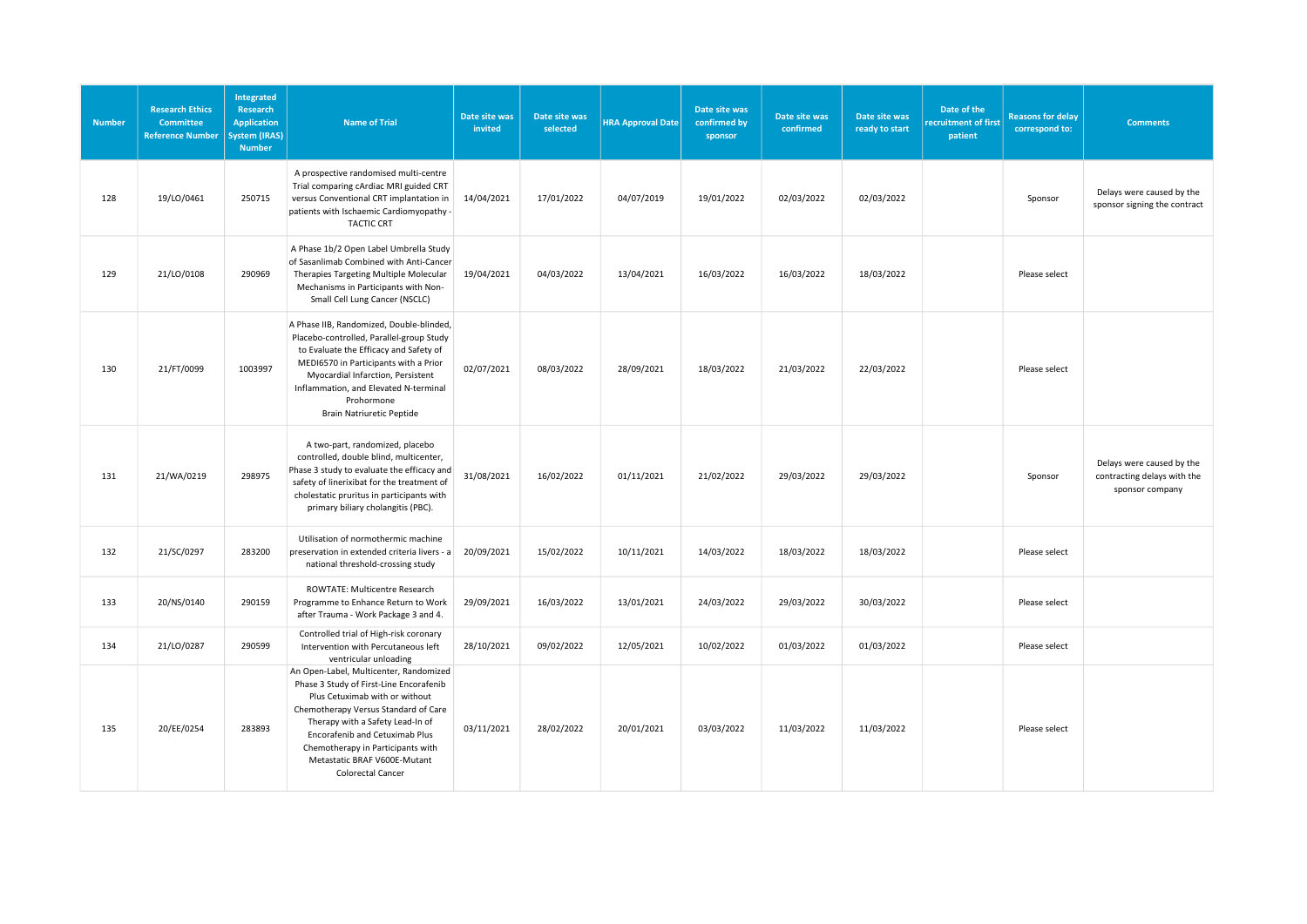| Number | Research Ethics Committee Reference Number | Integrated Research Application System (IRAS) Number | Name of Trial | Date site was invited | Date site was selected | HRA Approval Date | Date site was confirmed by sponsor | Date site was confirmed | Date site was ready to start | Date of the recruitment of first patient | Reasons for delay correspond to: | Comments |
|---|---|---|---|---|---|---|---|---|---|---|---|---|
| 128 | 19/LO/0461 | 250715 | A prospective randomised multi-centre Trial comparing cArdiac MRI guided CRT versus Conventional CRT implantation in patients with Ischaemic Cardiomyopathy - TACTIC CRT | 14/04/2021 | 17/01/2022 | 04/07/2019 | 19/01/2022 | 02/03/2022 | 02/03/2022 | | Sponsor | Delays were caused by the sponsor signing the contract |
| 129 | 21/LO/0108 | 290969 | A Phase 1b/2 Open Label Umbrella Study of Sasanlimab Combined with Anti-Cancer Therapies Targeting Multiple Molecular Mechanisms in Participants with Non-Small Cell Lung Cancer (NSCLC) | 19/04/2021 | 04/03/2022 | 13/04/2021 | 16/03/2022 | 16/03/2022 | 18/03/2022 | | Please select | |
| 130 | 21/FT/0099 | 1003997 | A Phase IIB, Randomized, Double-blinded, Placebo-controlled, Parallel-group Study to Evaluate the Efficacy and Safety of MEDI6570 in Participants with a Prior Myocardial Infarction, Persistent Inflammation, and Elevated N-terminal Prohormone Brain Natriuretic Peptide | 02/07/2021 | 08/03/2022 | 28/09/2021 | 18/03/2022 | 21/03/2022 | 22/03/2022 | | Please select | |
| 131 | 21/WA/0219 | 298975 | A two-part, randomized, placebo controlled, double blind, multicenter, Phase 3 study to evaluate the efficacy and safety of linerixibat for the treatment of cholestatic pruritus in participants with primary biliary cholangitis (PBC). | 31/08/2021 | 16/02/2022 | 01/11/2021 | 21/02/2022 | 29/03/2022 | 29/03/2022 | | Sponsor | Delays were caused by the contracting delays with the sponsor company |
| 132 | 21/SC/0297 | 283200 | Utilisation of normothermic machine preservation in extended criteria livers - a national threshold-crossing study | 20/09/2021 | 15/02/2022 | 10/11/2021 | 14/03/2022 | 18/03/2022 | 18/03/2022 | | Please select | |
| 133 | 20/NS/0140 | 290159 | ROWTATE: Multicentre Research Programme to Enhance Return to Work after Trauma - Work Package 3 and 4. | 29/09/2021 | 16/03/2022 | 13/01/2021 | 24/03/2022 | 29/03/2022 | 30/03/2022 | | Please select | |
| 134 | 21/LO/0287 | 290599 | Controlled trial of High-risk coronary Intervention with Percutaneous left ventricular unloading | 28/10/2021 | 09/02/2022 | 12/05/2021 | 10/02/2022 | 01/03/2022 | 01/03/2022 | | Please select | |
| 135 | 20/EE/0254 | 283893 | An Open-Label, Multicenter, Randomized Phase 3 Study of First-Line Encorafenib Plus Cetuximab with or without Chemotherapy Versus Standard of Care Therapy with a Safety Lead-In of Encorafenib and Cetuximab Plus Chemotherapy in Participants with Metastatic BRAF V600E-Mutant Colorectal Cancer | 03/11/2021 | 28/02/2022 | 20/01/2021 | 03/03/2022 | 11/03/2022 | 11/03/2022 | | Please select | |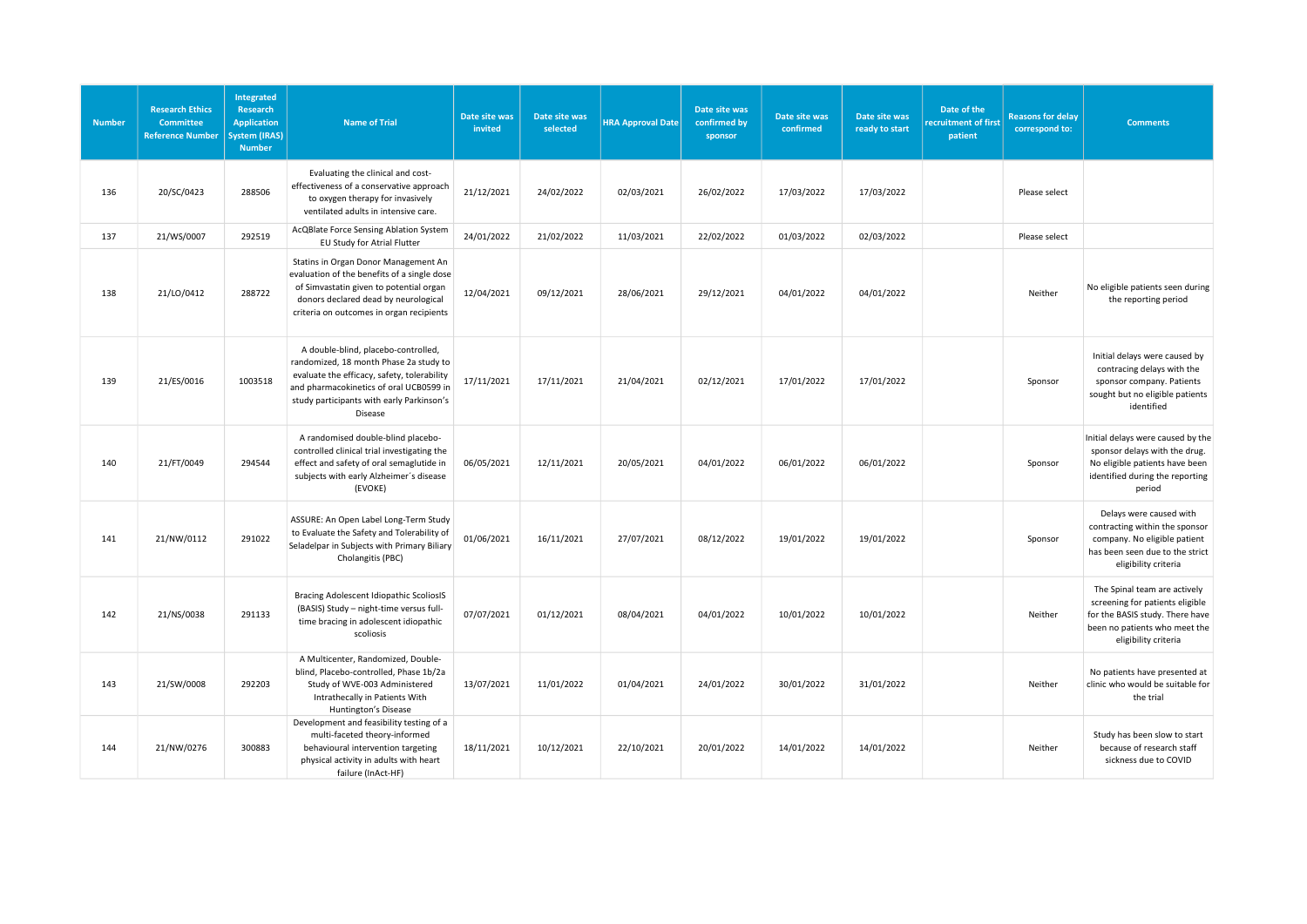| Number | Research Ethics Committee Reference Number | Integrated Research Application System (IRAS) Number | Name of Trial | Date site was invited | Date site was selected | HRA Approval Date | Date site was confirmed by sponsor | Date site was confirmed | Date site was ready to start | Date of the recruitment of first patient | Reasons for delay correspond to: | Comments |
|---|---|---|---|---|---|---|---|---|---|---|---|---|
| 136 | 20/SC/0423 | 288506 | Evaluating the clinical and cost-effectiveness of a conservative approach to oxygen therapy for invasively ventilated adults in intensive care. | 21/12/2021 | 24/02/2022 | 02/03/2021 | 26/02/2022 | 17/03/2022 | 17/03/2022 | | Please select | |
| 137 | 21/WS/0007 | 292519 | AcQBlate Force Sensing Ablation System EU Study for Atrial Flutter | 24/01/2022 | 21/02/2022 | 11/03/2021 | 22/02/2022 | 01/03/2022 | 02/03/2022 | | Please select | |
| 138 | 21/LO/0412 | 288722 | Statins in Organ Donor Management An evaluation of the benefits of a single dose of Simvastatin given to potential organ donors declared dead by neurological criteria on outcomes in organ recipients | 12/04/2021 | 09/12/2021 | 28/06/2021 | 29/12/2021 | 04/01/2022 | 04/01/2022 | | Neither | No eligible patients seen during the reporting period |
| 139 | 21/ES/0016 | 1003518 | A double-blind, placebo-controlled, randomized, 18 month Phase 2a study to evaluate the efficacy, safety, tolerability and pharmacokinetics of oral UCB0599 in study participants with early Parkinson's Disease | 17/11/2021 | 17/11/2021 | 21/04/2021 | 02/12/2021 | 17/01/2022 | 17/01/2022 | | Sponsor | Initial delays were caused by contracing delays with the sponsor company. Patients sought but no eligible patients identified |
| 140 | 21/FT/0049 | 294544 | A randomised double-blind placebo-controlled clinical trial investigating the effect and safety of oral semaglutide in subjects with early Alzheimer´s disease (EVOKE) | 06/05/2021 | 12/11/2021 | 20/05/2021 | 04/01/2022 | 06/01/2022 | 06/01/2022 | | Sponsor | Initial delays were caused by the sponsor delays with the drug. No eligible patients have been identified during the reporting period |
| 141 | 21/NW/0112 | 291022 | ASSURE: An Open Label Long-Term Study to Evaluate the Safety and Tolerability of Seladelpar in Subjects with Primary Biliary Cholangitis (PBC) | 01/06/2021 | 16/11/2021 | 27/07/2021 | 08/12/2022 | 19/01/2022 | 19/01/2022 | | Sponsor | Delays were caused with contracting within the sponsor company. No eligible patient has been seen due to the strict eligibility criteria |
| 142 | 21/NS/0038 | 291133 | Bracing Adolescent Idiopathic ScoliosIS (BASIS) Study – night-time versus full-time bracing in adolescent idiopathic scoliosis | 07/07/2021 | 01/12/2021 | 08/04/2021 | 04/01/2022 | 10/01/2022 | 10/01/2022 | | Neither | The Spinal team are actively screening for patients eligible for the BASIS study. There have been no patients who meet the eligibility criteria |
| 143 | 21/SW/0008 | 292203 | A Multicenter, Randomized, Double-blind, Placebo-controlled, Phase 1b/2a Study of WVE-003 Administered Intrathecally in Patients With Huntington's Disease | 13/07/2021 | 11/01/2022 | 01/04/2021 | 24/01/2022 | 30/01/2022 | 31/01/2022 | | Neither | No patients have presented at clinic who would be suitable for the trial |
| 144 | 21/NW/0276 | 300883 | Development and feasibility testing of a multi-faceted theory-informed behavioural intervention targeting physical activity in adults with heart failure (InAct-HF) | 18/11/2021 | 10/12/2021 | 22/10/2021 | 20/01/2022 | 14/01/2022 | 14/01/2022 | | Neither | Study has been slow to start because of research staff sickness due to COVID |